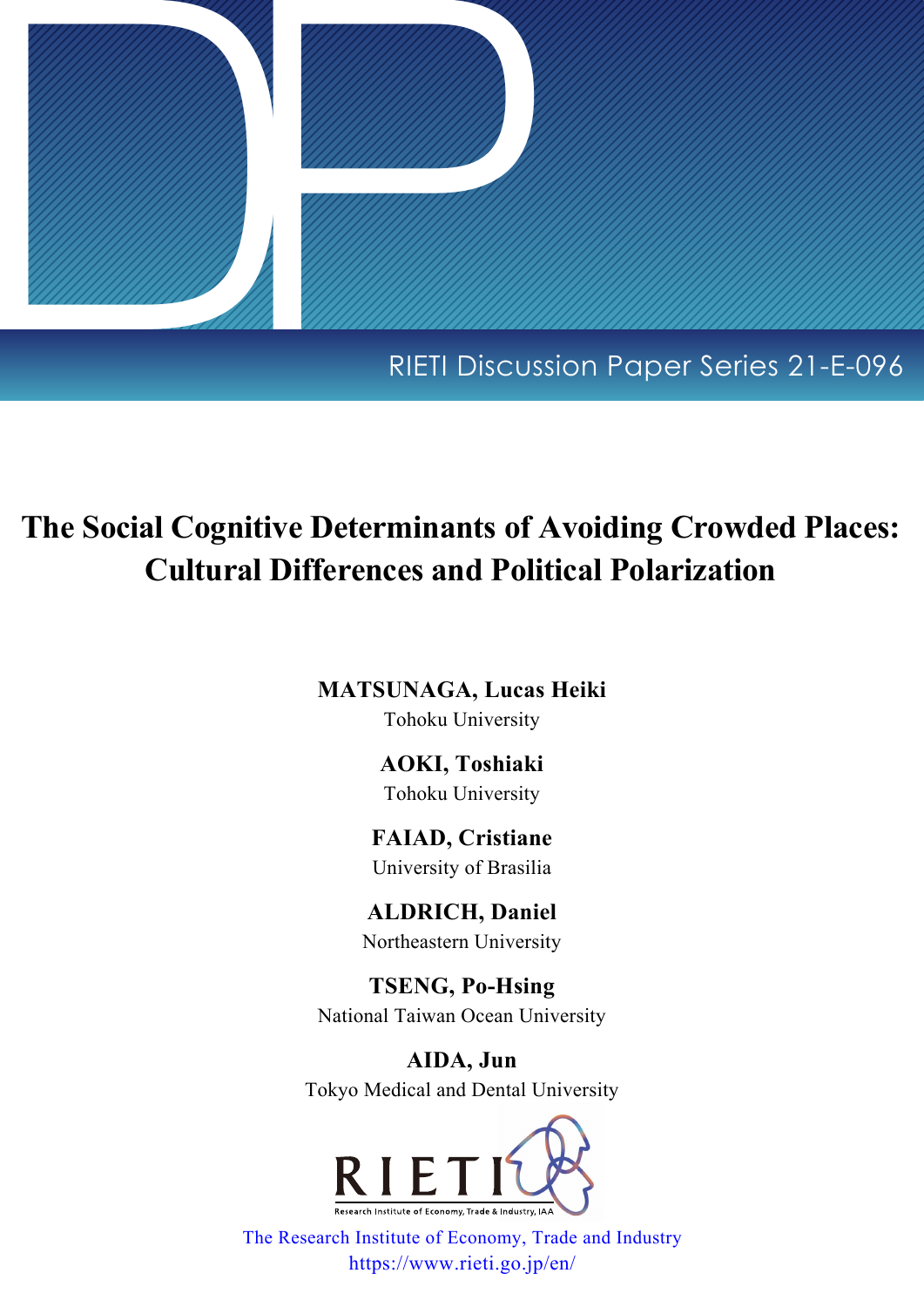RIETI Discussion Paper Series 21-E-096

# The Social Cognitive Determinants of Avoiding Crowded Places: Cultural Differences and Political Polarization

**MATSUNAGA, Lucas Heiki**
Tohoku University

**AOKI, Toshiaki**
Tohoku University

**FAIAD, Cristiane**
University of Brasilia

**ALDRICH, Daniel**
Northeastern University

**TSENG, Po-Hsing**
National Taiwan Ocean University

**AIDA, Jun**
Tokyo Medical and Dental University

RIETI
Research Institute of Economy, Trade & Industry, IAA

The Research Institute of Economy, Trade and Industry
https://www.rieti.go.jp/en/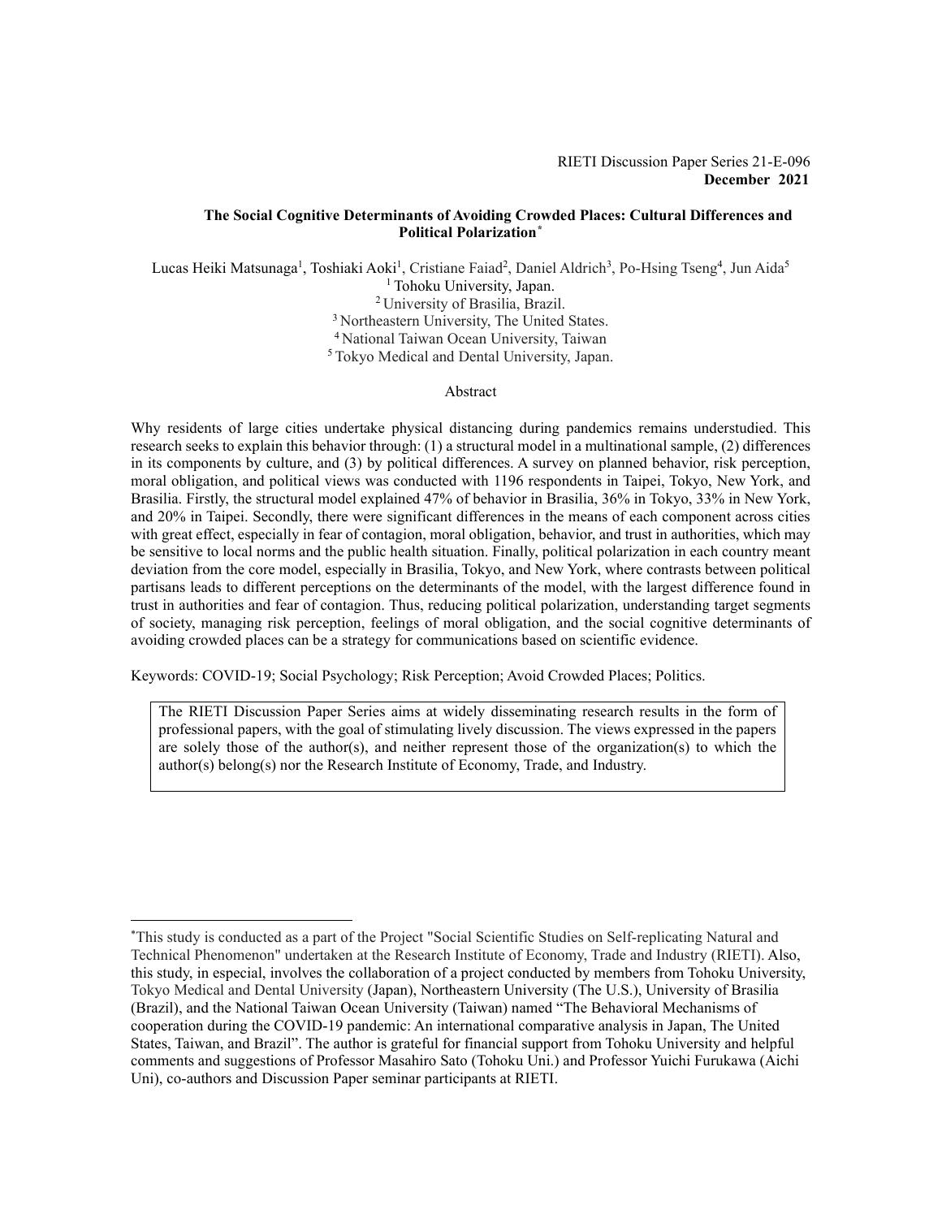RIETI Discussion Paper Series 21-E-096
**December 2021**

**The Social Cognitive Determinants of Avoiding Crowded Places: Cultural Differences and Political Polarization***

Lucas Heiki Matsunaga[1], Toshiaki Aoki[1], Cristiane Faiad[2], Daniel Aldrich[3], Po-Hsing Tseng[4], Jun Aida[5]

[1] Tohoku University, Japan.
[2] University of Brasilia, Brazil.
[3] Northeastern University, The United States.
[4] National Taiwan Ocean University, Taiwan
[5] Tokyo Medical and Dental University, Japan.

Abstract

Why residents of large cities undertake physical distancing during pandemics remains understudied. This research seeks to explain this behavior through: (1) a structural model in a multinational sample, (2) differences in its components by culture, and (3) by political differences. A survey on planned behavior, risk perception, moral obligation, and political views was conducted with 1196 respondents in Taipei, Tokyo, New York, and Brasilia. Firstly, the structural model explained 47% of behavior in Brasilia, 36% in Tokyo, 33% in New York, and 20% in Taipei. Secondly, there were significant differences in the means of each component across cities with great effect, especially in fear of contagion, moral obligation, behavior, and trust in authorities, which may be sensitive to local norms and the public health situation. Finally, political polarization in each country meant deviation from the core model, especially in Brasilia, Tokyo, and New York, where contrasts between political partisans leads to different perceptions on the determinants of the model, with the largest difference found in trust in authorities and fear of contagion. Thus, reducing political polarization, understanding target segments of society, managing risk perception, feelings of moral obligation, and the social cognitive determinants of avoiding crowded places can be a strategy for communications based on scientific evidence.

Keywords: COVID-19; Social Psychology; Risk Perception; Avoid Crowded Places; Politics.

The RIETI Discussion Paper Series aims at widely disseminating research results in the form of professional papers, with the goal of stimulating lively discussion. The views expressed in the papers are solely those of the author(s), and neither represent those of the organization(s) to which the author(s) belong(s) nor the Research Institute of Economy, Trade, and Industry.

*This study is conducted as a part of the Project "Social Scientific Studies on Self-replicating Natural and Technical Phenomenon" undertaken at the Research Institute of Economy, Trade and Industry (RIETI). Also, this study, in especial, involves the collaboration of a project conducted by members from Tohoku University, Tokyo Medical and Dental University (Japan), Northeastern University (The U.S.), University of Brasilia (Brazil), and the National Taiwan Ocean University (Taiwan) named "The Behavioral Mechanisms of cooperation during the COVID-19 pandemic: An international comparative analysis in Japan, The United States, Taiwan, and Brazil". The author is grateful for financial support from Tohoku University and helpful comments and suggestions of Professor Masahiro Sato (Tohoku Uni.) and Professor Yuichi Furukawa (Aichi Uni), co-authors and Discussion Paper seminar participants at RIETI.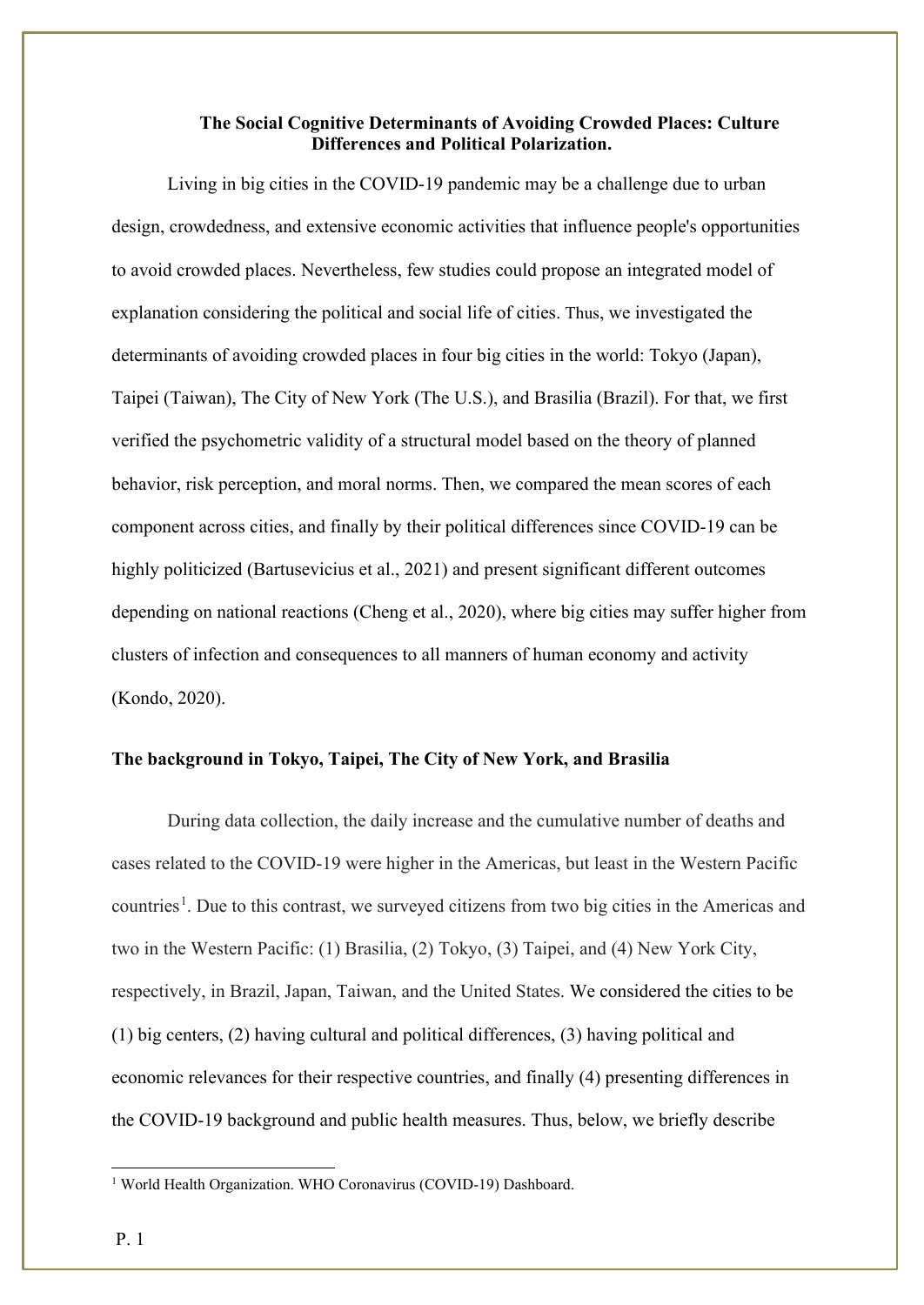# The Social Cognitive Determinants of Avoiding Crowded Places: Culture Differences and Political Polarization.

Living in big cities in the COVID-19 pandemic may be a challenge due to urban design, crowdedness, and extensive economic activities that influence people's opportunities to avoid crowded places. Nevertheless, few studies could propose an integrated model of explanation considering the political and social life of cities. Thus, we investigated the determinants of avoiding crowded places in four big cities in the world: Tokyo (Japan), Taipei (Taiwan), The City of New York (The U.S.), and Brasilia (Brazil). For that, we first verified the psychometric validity of a structural model based on the theory of planned behavior, risk perception, and moral norms. Then, we compared the mean scores of each component across cities, and finally by their political differences since COVID-19 can be highly politicized (Bartusevicius et al., 2021) and present significant different outcomes depending on national reactions (Cheng et al., 2020), where big cities may suffer higher from clusters of infection and consequences to all manners of human economy and activity (Kondo, 2020).

## The background in Tokyo, Taipei, The City of New York, and Brasilia

During data collection, the daily increase and the cumulative number of deaths and cases related to the COVID-19 were higher in the Americas, but least in the Western Pacific countries[1]. Due to this contrast, we surveyed citizens from two big cities in the Americas and two in the Western Pacific: (1) Brasilia, (2) Tokyo, (3) Taipei, and (4) New York City, respectively, in Brazil, Japan, Taiwan, and the United States. We considered the cities to be (1) big centers, (2) having cultural and political differences, (3) having political and economic relevances for their respective countries, and finally (4) presenting differences in the COVID-19 background and public health measures. Thus, below, we briefly describe

[1] World Health Organization. WHO Coronavirus (COVID-19) Dashboard.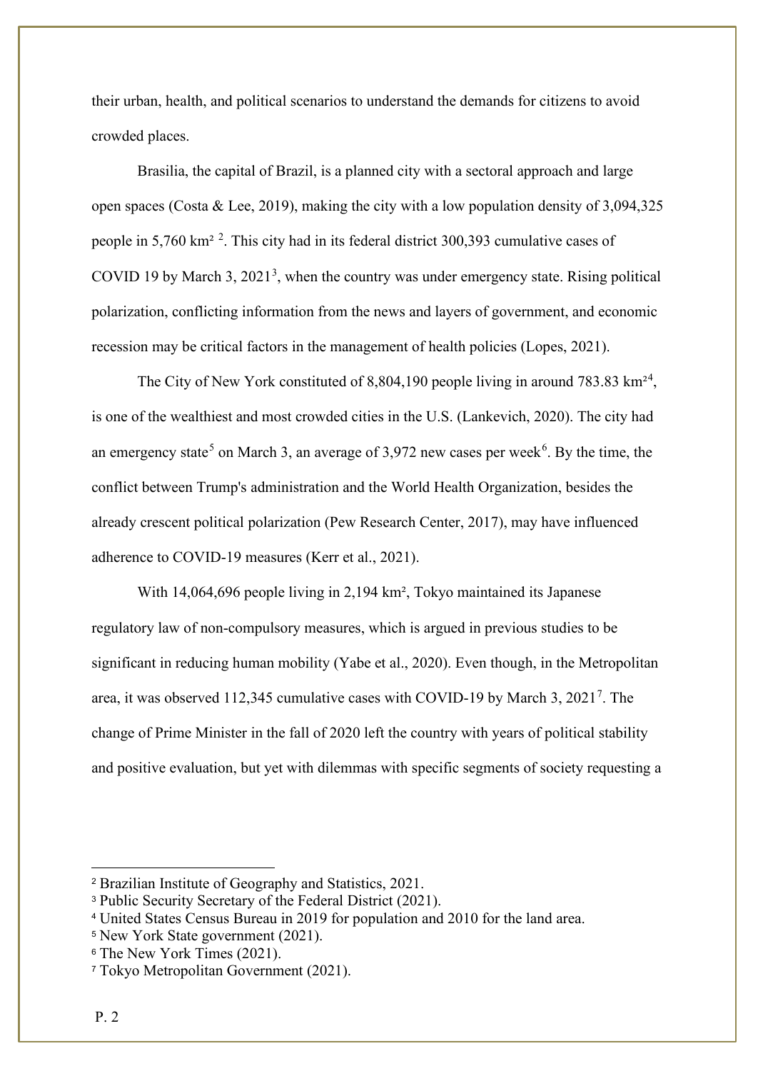their urban, health, and political scenarios to understand the demands for citizens to avoid crowded places.

Brasilia, the capital of Brazil, is a planned city with a sectoral approach and large open spaces (Costa & Lee, 2019), making the city with a low population density of 3,094,325 people in 5,760 $km^2$ [2]. This city had in its federal district 300,393 cumulative cases of COVID 19 by March 3, 2021[3], when the country was under emergency state. Rising political polarization, conflicting information from the news and layers of government, and economic recession may be critical factors in the management of health policies (Lopes, 2021).

The City of New York constituted of 8,804,190 people living in around 783.83 $km^2$[4], is one of the wealthiest and most crowded cities in the U.S. (Lankevich, 2020). The city had an emergency state[5] on March 3, an average of 3,972 new cases per week[6]. By the time, the conflict between Trump's administration and the World Health Organization, besides the already crescent political polarization (Pew Research Center, 2017), may have influenced adherence to COVID-19 measures (Kerr et al., 2021).

With 14,064,696 people living in 2,194 $km^2$, Tokyo maintained its Japanese regulatory law of non-compulsory measures, which is argued in previous studies to be significant in reducing human mobility (Yabe et al., 2020). Even though, in the Metropolitan area, it was observed 112,345 cumulative cases with COVID-19 by March 3, 2021[7]. The change of Prime Minister in the fall of 2020 left the country with years of political stability and positive evaluation, but yet with dilemmas with specific segments of society requesting a

---

[2] Brazilian Institute of Geography and Statistics, 2021.
[3] Public Security Secretary of the Federal District (2021).
[4] United States Census Bureau in 2019 for population and 2010 for the land area.
[5] New York State government (2021).
[6] The New York Times (2021).
[7] Tokyo Metropolitan Government (2021).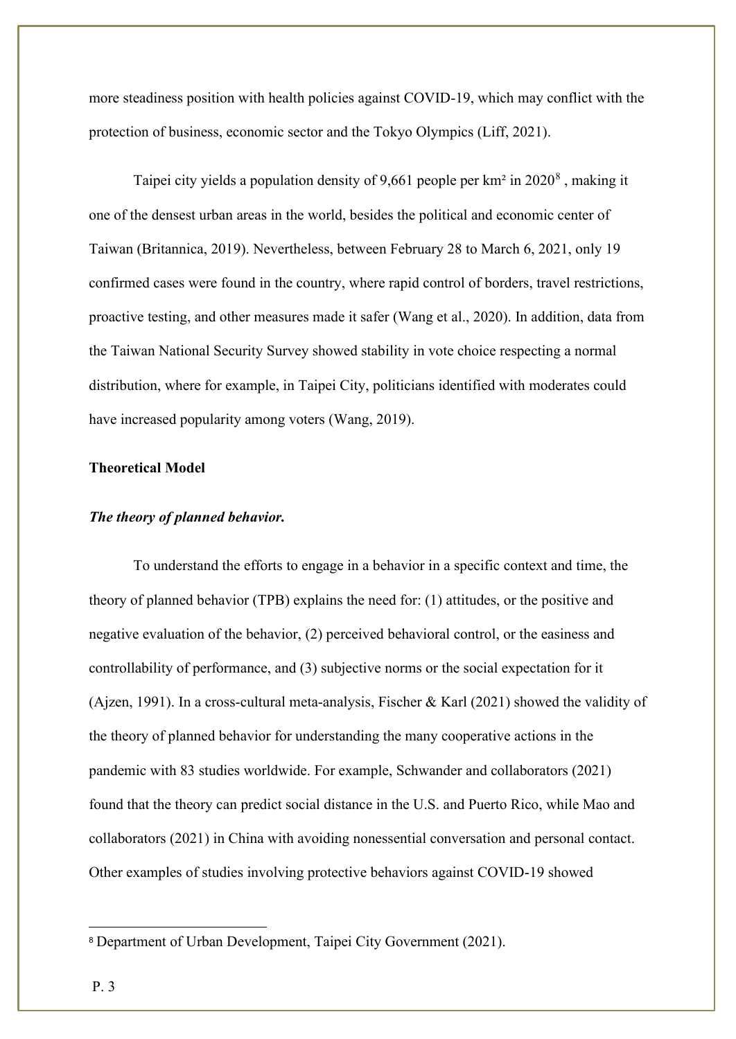more steadiness position with health policies against COVID-19, which may conflict with the protection of business, economic sector and the Tokyo Olympics (Liff, 2021).

Taipei city yields a population density of 9,661 people per km² in 2020[8] , making it one of the densest urban areas in the world, besides the political and economic center of Taiwan (Britannica, 2019). Nevertheless, between February 28 to March 6, 2021, only 19 confirmed cases were found in the country, where rapid control of borders, travel restrictions, proactive testing, and other measures made it safer (Wang et al., 2020). In addition, data from the Taiwan National Security Survey showed stability in vote choice respecting a normal distribution, where for example, in Taipei City, politicians identified with moderates could have increased popularity among voters (Wang, 2019).

**Theoretical Model**

***The theory of planned behavior.***

To understand the efforts to engage in a behavior in a specific context and time, the theory of planned behavior (TPB) explains the need for: (1) attitudes, or the positive and negative evaluation of the behavior, (2) perceived behavioral control, or the easiness and controllability of performance, and (3) subjective norms or the social expectation for it (Ajzen, 1991). In a cross-cultural meta-analysis, Fischer & Karl (2021) showed the validity of the theory of planned behavior for understanding the many cooperative actions in the pandemic with 83 studies worldwide. For example, Schwander and collaborators (2021) found that the theory can predict social distance in the U.S. and Puerto Rico, while Mao and collaborators (2021) in China with avoiding nonessential conversation and personal contact. Other examples of studies involving protective behaviors against COVID-19 showed

[8] Department of Urban Development, Taipei City Government (2021).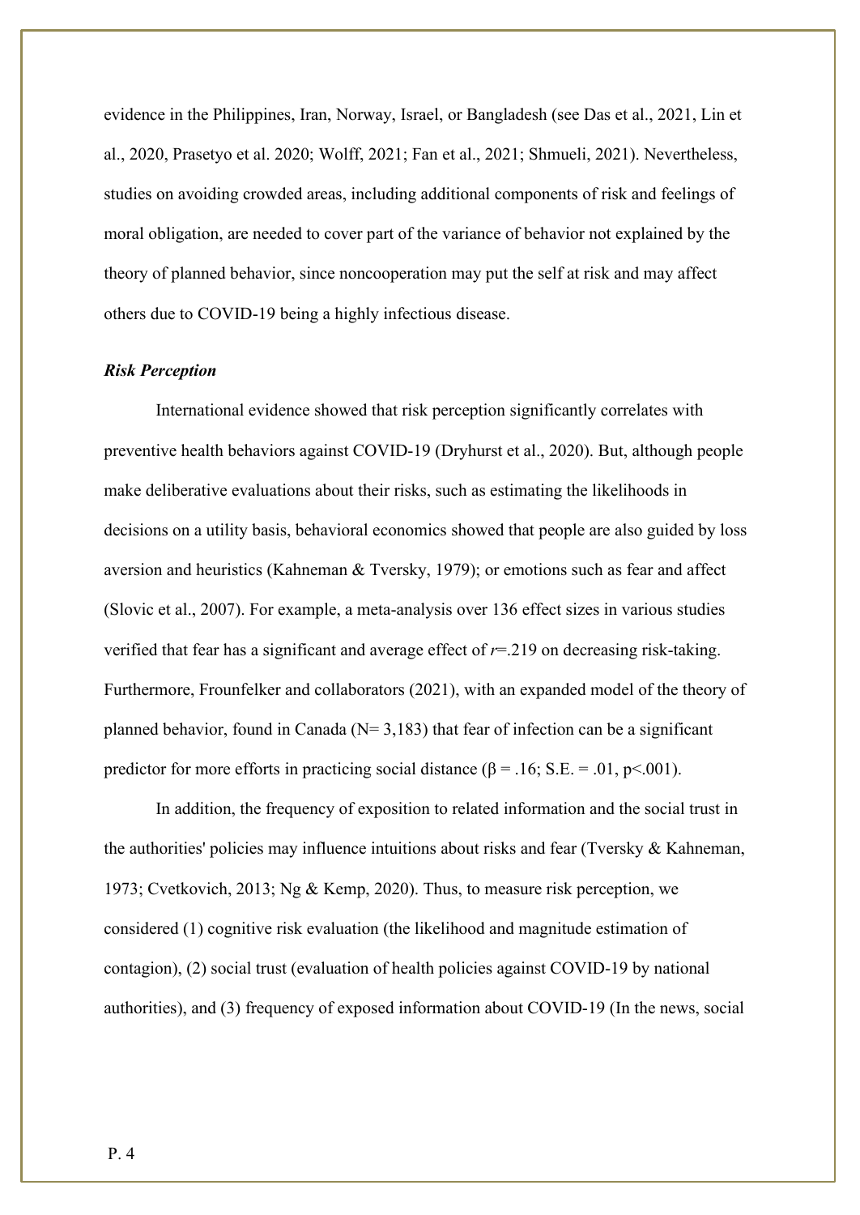evidence in the Philippines, Iran, Norway, Israel, or Bangladesh (see Das et al., 2021, Lin et al., 2020, Prasetyo et al. 2020; Wolff, 2021; Fan et al., 2021; Shmueli, 2021). Nevertheless, studies on avoiding crowded areas, including additional components of risk and feelings of moral obligation, are needed to cover part of the variance of behavior not explained by the theory of planned behavior, since noncooperation may put the self at risk and may affect others due to COVID-19 being a highly infectious disease.

### *Risk Perception*

International evidence showed that risk perception significantly correlates with preventive health behaviors against COVID-19 (Dryhurst et al., 2020). But, although people make deliberative evaluations about their risks, such as estimating the likelihoods in decisions on a utility basis, behavioral economics showed that people are also guided by loss aversion and heuristics (Kahneman & Tversky, 1979); or emotions such as fear and affect (Slovic et al., 2007). For example, a meta-analysis over 136 effect sizes in various studies verified that fear has a significant and average effect of $r$=.219 on decreasing risk-taking. Furthermore, Frounfelker and collaborators (2021), with an expanded model of the theory of planned behavior, found in Canada (N= 3,183) that fear of infection can be a significant predictor for more efforts in practicing social distance ($\beta$ = .16; S.E. = .01, $p$<.001).

In addition, the frequency of exposition to related information and the social trust in the authorities' policies may influence intuitions about risks and fear (Tversky & Kahneman, 1973; Cvetkovich, 2013; Ng & Kemp, 2020). Thus, to measure risk perception, we considered (1) cognitive risk evaluation (the likelihood and magnitude estimation of contagion), (2) social trust (evaluation of health policies against COVID-19 by national authorities), and (3) frequency of exposed information about COVID-19 (In the news, social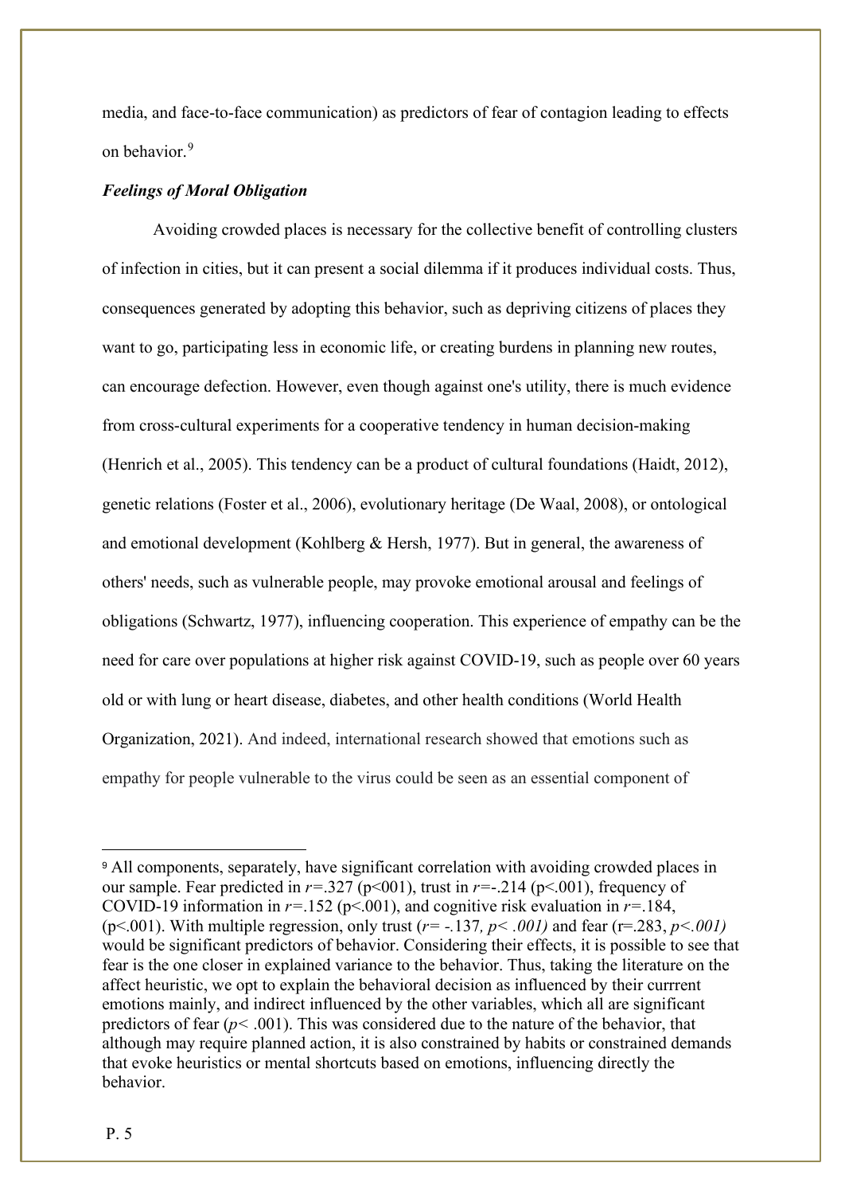media, and face-to-face communication) as predictors of fear of contagion leading to effects on behavior.[9]

***Feelings of Moral Obligation***

Avoiding crowded places is necessary for the collective benefit of controlling clusters of infection in cities, but it can present a social dilemma if it produces individual costs. Thus, consequences generated by adopting this behavior, such as depriving citizens of places they want to go, participating less in economic life, or creating burdens in planning new routes, can encourage defection. However, even though against one's utility, there is much evidence from cross-cultural experiments for a cooperative tendency in human decision-making (Henrich et al., 2005). This tendency can be a product of cultural foundations (Haidt, 2012), genetic relations (Foster et al., 2006), evolutionary heritage (De Waal, 2008), or ontological and emotional development (Kohlberg & Hersh, 1977). But in general, the awareness of others' needs, such as vulnerable people, may provoke emotional arousal and feelings of obligations (Schwartz, 1977), influencing cooperation. This experience of empathy can be the need for care over populations at higher risk against COVID-19, such as people over 60 years old or with lung or heart disease, diabetes, and other health conditions (World Health Organization, 2021). And indeed, international research showed that emotions such as empathy for people vulnerable to the virus could be seen as an essential component of

---

[9] All components, separately, have significant correlation with avoiding crowded places in our sample. Fear predicted in $r$=.327 (p<001), trust in $r$=-.214 (p<.001), frequency of COVID-19 information in $r$=.152 (p<.001), and cognitive risk evaluation in $r$=.184, (p<.001). With multiple regression, only trust ($r$= -.137, $p$< .001) and fear (r=.283, $p$<.001) would be significant predictors of behavior. Considering their effects, it is possible to see that fear is the one closer in explained variance to the behavior. Thus, taking the literature on the affect heuristic, we opt to explain the behavioral decision as influenced by their currrent emotions mainly, and indirect influenced by the other variables, which all are significant predictors of fear ($p$< .001). This was considered due to the nature of the behavior, that although may require planned action, it is also constrained by habits or constrained demands that evoke heuristics or mental shortcuts based on emotions, influencing directly the behavior.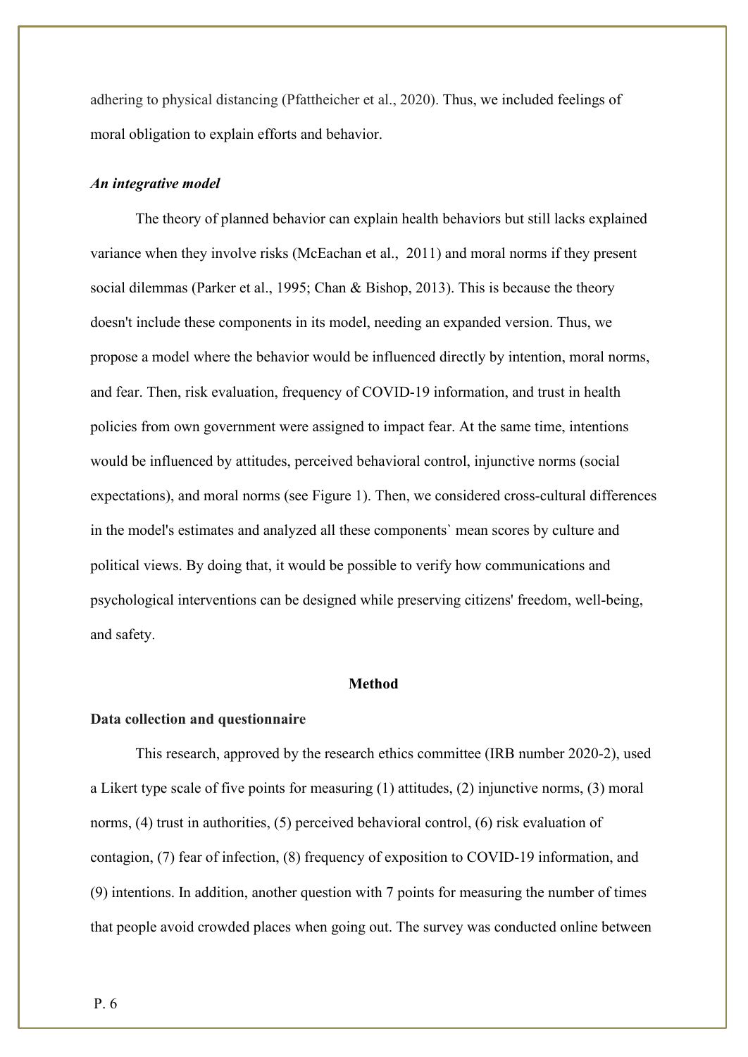adhering to physical distancing (Pfattheicher et al., 2020). Thus, we included feelings of moral obligation to explain efforts and behavior.

### *An integrative model*

The theory of planned behavior can explain health behaviors but still lacks explained variance when they involve risks (McEachan et al., 2011) and moral norms if they present social dilemmas (Parker et al., 1995; Chan & Bishop, 2013). This is because the theory doesn't include these components in its model, needing an expanded version. Thus, we propose a model where the behavior would be influenced directly by intention, moral norms, and fear. Then, risk evaluation, frequency of COVID-19 information, and trust in health policies from own government were assigned to impact fear. At the same time, intentions would be influenced by attitudes, perceived behavioral control, injunctive norms (social expectations), and moral norms (see Figure 1). Then, we considered cross-cultural differences in the model's estimates and analyzed all these components` mean scores by culture and political views. By doing that, it would be possible to verify how communications and psychological interventions can be designed while preserving citizens' freedom, well-being, and safety.

## Method

### Data collection and questionnaire

This research, approved by the research ethics committee (IRB number 2020-2), used a Likert type scale of five points for measuring (1) attitudes, (2) injunctive norms, (3) moral norms, (4) trust in authorities, (5) perceived behavioral control, (6) risk evaluation of contagion, (7) fear of infection, (8) frequency of exposition to COVID-19 information, and (9) intentions. In addition, another question with 7 points for measuring the number of times that people avoid crowded places when going out. The survey was conducted online between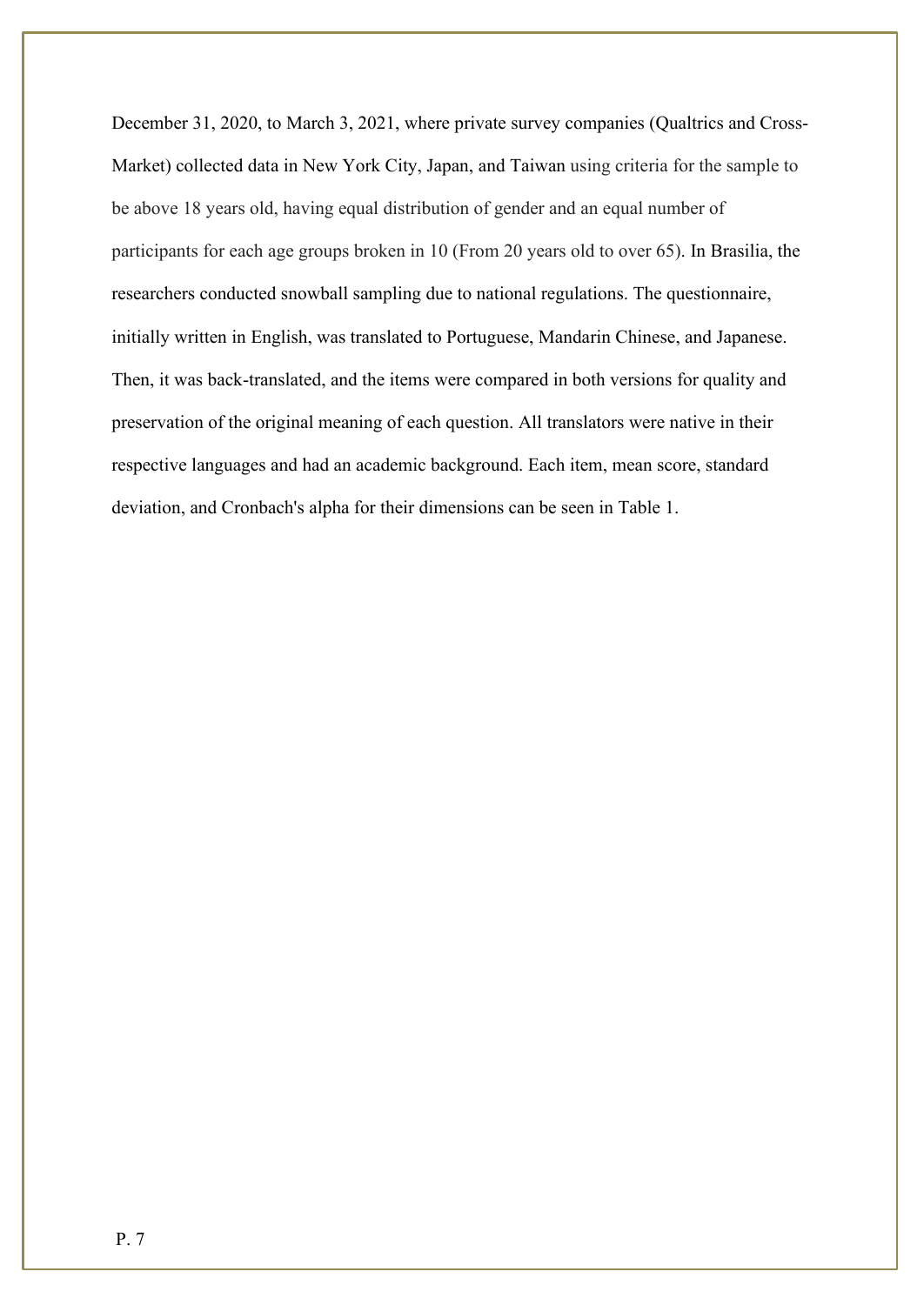December 31, 2020, to March 3, 2021, where private survey companies (Qualtrics and Cross-Market) collected data in New York City, Japan, and Taiwan using criteria for the sample to be above 18 years old, having equal distribution of gender and an equal number of participants for each age groups broken in 10 (From 20 years old to over 65). In Brasilia, the researchers conducted snowball sampling due to national regulations. The questionnaire, initially written in English, was translated to Portuguese, Mandarin Chinese, and Japanese. Then, it was back-translated, and the items were compared in both versions for quality and preservation of the original meaning of each question. All translators were native in their respective languages and had an academic background. Each item, mean score, standard deviation, and Cronbach's alpha for their dimensions can be seen in Table 1.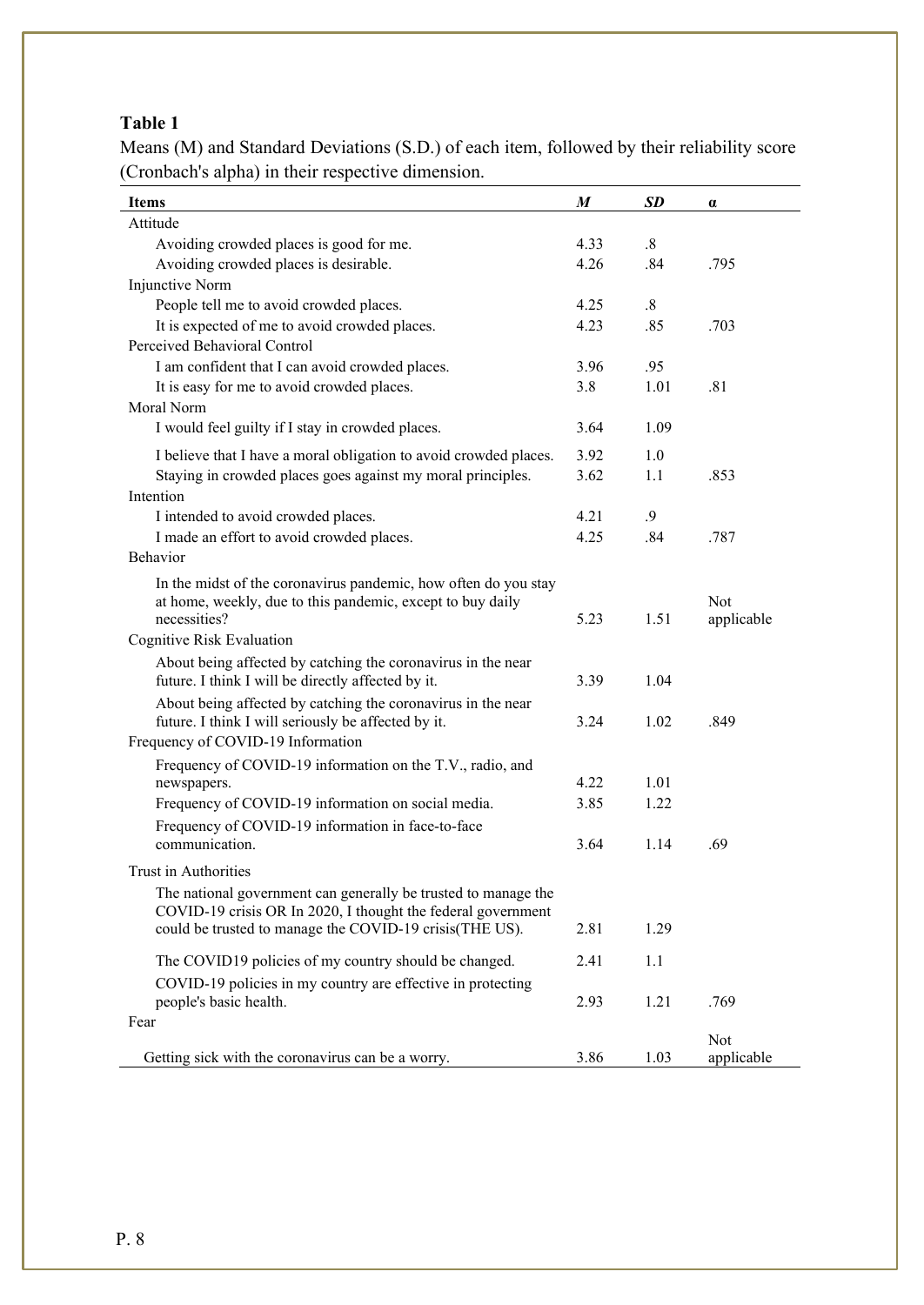**Table 1**

Means (M) and Standard Deviations (S.D.) of each item, followed by their reliability score (Cronbach's alpha) in their respective dimension.

| Items | *M* | *SD* | α |
|---|---|---|---|
| Attitude | | | |
| Avoiding crowded places is good for me. | 4.33 | .8 | |
| Avoiding crowded places is desirable. | 4.26 | .84 | .795 |
| Injunctive Norm | | | |
| People tell me to avoid crowded places. | 4.25 | .8 | |
| It is expected of me to avoid crowded places. | 4.23 | .85 | .703 |
| Perceived Behavioral Control | | | |
| I am confident that I can avoid crowded places. | 3.96 | .95 | |
| It is easy for me to avoid crowded places. | 3.8 | 1.01 | .81 |
| Moral Norm | | | |
| I would feel guilty if I stay in crowded places. | 3.64 | 1.09 | |
| I believe that I have a moral obligation to avoid crowded places. | 3.92 | 1.0 | |
| Staying in crowded places goes against my moral principles. | 3.62 | 1.1 | .853 |
| Intention | | | |
| I intended to avoid crowded places. | 4.21 | .9 | |
| I made an effort to avoid crowded places. | 4.25 | .84 | .787 |
| Behavior | | | |
| In the midst of the coronavirus pandemic, how often do you stay at home, weekly, due to this pandemic, except to buy daily necessities? | 5.23 | 1.51 | Not applicable |
| Cognitive Risk Evaluation | | | |
| About being affected by catching the coronavirus in the near future. I think I will be directly affected by it. | 3.39 | 1.04 | |
| About being affected by catching the coronavirus in the near future. I think I will seriously be affected by it. | 3.24 | 1.02 | .849 |
| Frequency of COVID-19 Information | | | |
| Frequency of COVID-19 information on the T.V., radio, and newspapers. | 4.22 | 1.01 | |
| Frequency of COVID-19 information on social media. | 3.85 | 1.22 | |
| Frequency of COVID-19 information in face-to-face communication. | 3.64 | 1.14 | .69 |
| Trust in Authorities | | | |
| The national government can generally be trusted to manage the COVID-19 crisis OR In 2020, I thought the federal government could be trusted to manage the COVID-19 crisis(THE US). | 2.81 | 1.29 | |
| The COVID19 policies of my country should be changed. | 2.41 | 1.1 | |
| COVID-19 policies in my country are effective in protecting people's basic health. | 2.93 | 1.21 | .769 |
| Fear | | | |
| Getting sick with the coronavirus can be a worry. | 3.86 | 1.03 | Not applicable |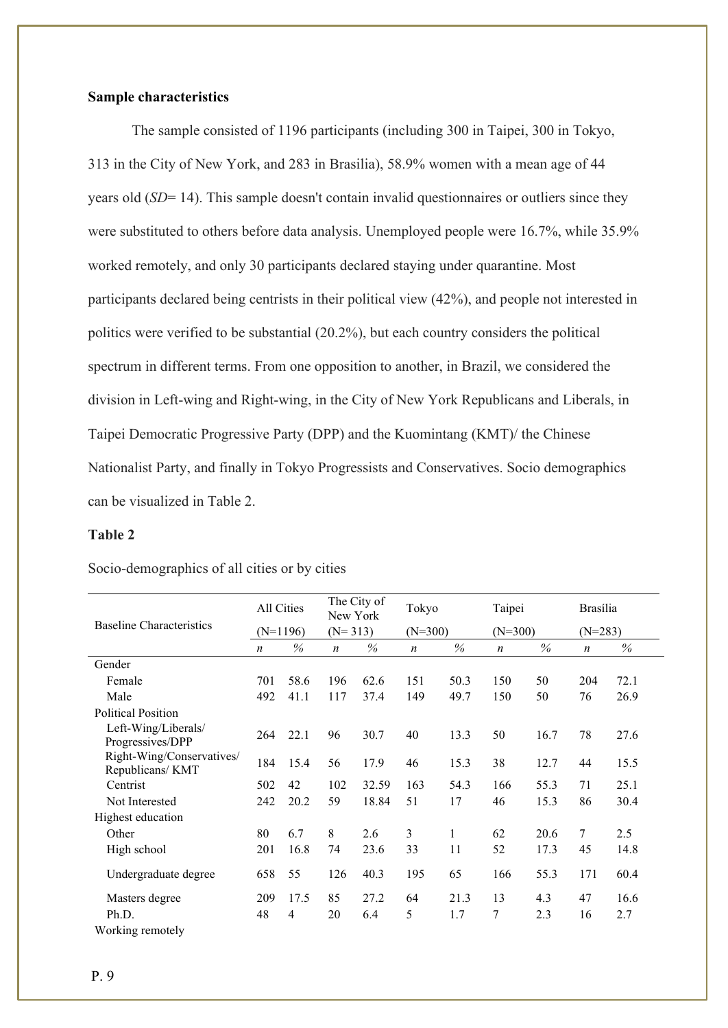**Sample characteristics**

The sample consisted of 1196 participants (including 300 in Taipei, 300 in Tokyo, 313 in the City of New York, and 283 in Brasilia), 58.9% women with a mean age of 44 years old (*SD*= 14). This sample doesn't contain invalid questionnaires or outliers since they were substituted to others before data analysis. Unemployed people were 16.7%, while 35.9% worked remotely, and only 30 participants declared staying under quarantine. Most participants declared being centrists in their political view (42%), and people not interested in politics were verified to be substantial (20.2%), but each country considers the political spectrum in different terms. From one opposition to another, in Brazil, we considered the division in Left-wing and Right-wing, in the City of New York Republicans and Liberals, in Taipei Democratic Progressive Party (DPP) and the Kuomintang (KMT)/ the Chinese Nationalist Party, and finally in Tokyo Progressists and Conservatives. Socio demographics can be visualized in Table 2.

**Table 2**

Socio-demographics of all cities or by cities

| Baseline Characteristics | All Cities (N=1196) | | The City of New York (N= 313) | | Tokyo (N=300) | | Taipei (N=300) | | Brasília (N=283) | |
|---|---|---|---|---|---|---|---|---|---|---|
| | *n* | *%* | *n* | *%* | *n* | *%* | *n* | *%* | *n* | *%* |
| Gender | | | | | | | | | | |
| Female | 701 | 58.6 | 196 | 62.6 | 151 | 50.3 | 150 | 50 | 204 | 72.1 |
| Male | 492 | 41.1 | 117 | 37.4 | 149 | 49.7 | 150 | 50 | 76 | 26.9 |
| Political Position | | | | | | | | | | |
| Left-Wing/Liberals/ Progressives/DPP | 264 | 22.1 | 96 | 30.7 | 40 | 13.3 | 50 | 16.7 | 78 | 27.6 |
| Right-Wing/Conservatives/ Republicans/ KMT | 184 | 15.4 | 56 | 17.9 | 46 | 15.3 | 38 | 12.7 | 44 | 15.5 |
| Centrist | 502 | 42 | 102 | 32.59 | 163 | 54.3 | 166 | 55.3 | 71 | 25.1 |
| Not Interested | 242 | 20.2 | 59 | 18.84 | 51 | 17 | 46 | 15.3 | 86 | 30.4 |
| Highest education | | | | | | | | | | |
| Other | 80 | 6.7 | 8 | 2.6 | 3 | 1 | 62 | 20.6 | 7 | 2.5 |
| High school | 201 | 16.8 | 74 | 23.6 | 33 | 11 | 52 | 17.3 | 45 | 14.8 |
| Undergraduate degree | 658 | 55 | 126 | 40.3 | 195 | 65 | 166 | 55.3 | 171 | 60.4 |
| Masters degree | 209 | 17.5 | 85 | 27.2 | 64 | 21.3 | 13 | 4.3 | 47 | 16.6 |
| Ph.D. | 48 | 4 | 20 | 6.4 | 5 | 1.7 | 7 | 2.3 | 16 | 2.7 |
| Working remotely | | | | | | | | | | |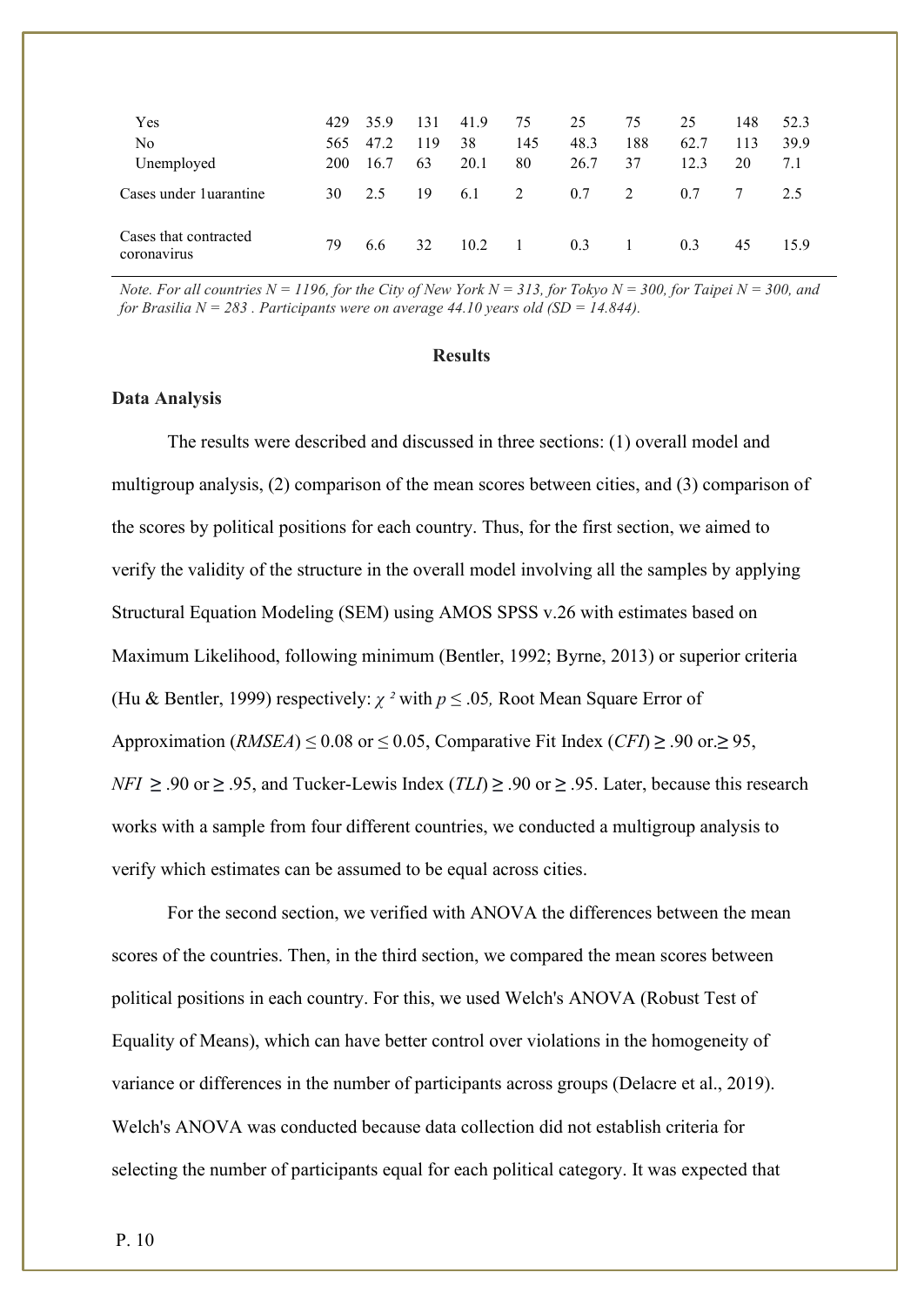| | | | | | | | | | | |
|---|---|---|---|---|---|---|---|---|---|---|
| Yes | 429 | 35.9 | 131 | 41.9 | 75 | 25 | 75 | 25 | 148 | 52.3 |
| No | 565 | 47.2 | 119 | 38 | 145 | 48.3 | 188 | 62.7 | 113 | 39.9 |
| Unemployed | 200 | 16.7 | 63 | 20.1 | 80 | 26.7 | 37 | 12.3 | 20 | 7.1 |
| Cases under 1uarantine | 30 | 2.5 | 19 | 6.1 | 2 | 0.7 | 2 | 0.7 | 7 | 2.5 |
| Cases that contracted coronavirus | 79 | 6.6 | 32 | 10.2 | 1 | 0.3 | 1 | 0.3 | 45 | 15.9 |

*Note. For all countries N = 1196, for the City of New York N = 313, for Tokyo N = 300, for Taipei N = 300, and for Brasilia N = 283 . Participants were on average 44.10 years old (SD = 14.844).*

## Results

### Data Analysis

The results were described and discussed in three sections: (1) overall model and multigroup analysis, (2) comparison of the mean scores between cities, and (3) comparison of the scores by political positions for each country. Thus, for the first section, we aimed to verify the validity of the structure in the overall model involving all the samples by applying Structural Equation Modeling (SEM) using AMOS SPSS v.26 with estimates based on Maximum Likelihood, following minimum (Bentler, 1992; Byrne, 2013) or superior criteria (Hu & Bentler, 1999) respectively: $\chi^2$ with $p \leq .05$, Root Mean Square Error of Approximation (*RMSEA*) $\leq 0.08$ or $\leq 0.05$, Comparative Fit Index (*CFI*) $\geq .90$ or.$\geq 95$, *NFI* $\geq .90$ or $\geq .95$, and Tucker-Lewis Index (*TLI*) $\geq .90$ or $\geq .95$. Later, because this research works with a sample from four different countries, we conducted a multigroup analysis to verify which estimates can be assumed to be equal across cities.

For the second section, we verified with ANOVA the differences between the mean scores of the countries. Then, in the third section, we compared the mean scores between political positions in each country. For this, we used Welch's ANOVA (Robust Test of Equality of Means), which can have better control over violations in the homogeneity of variance or differences in the number of participants across groups (Delacre et al., 2019). Welch's ANOVA was conducted because data collection did not establish criteria for selecting the number of participants equal for each political category. It was expected that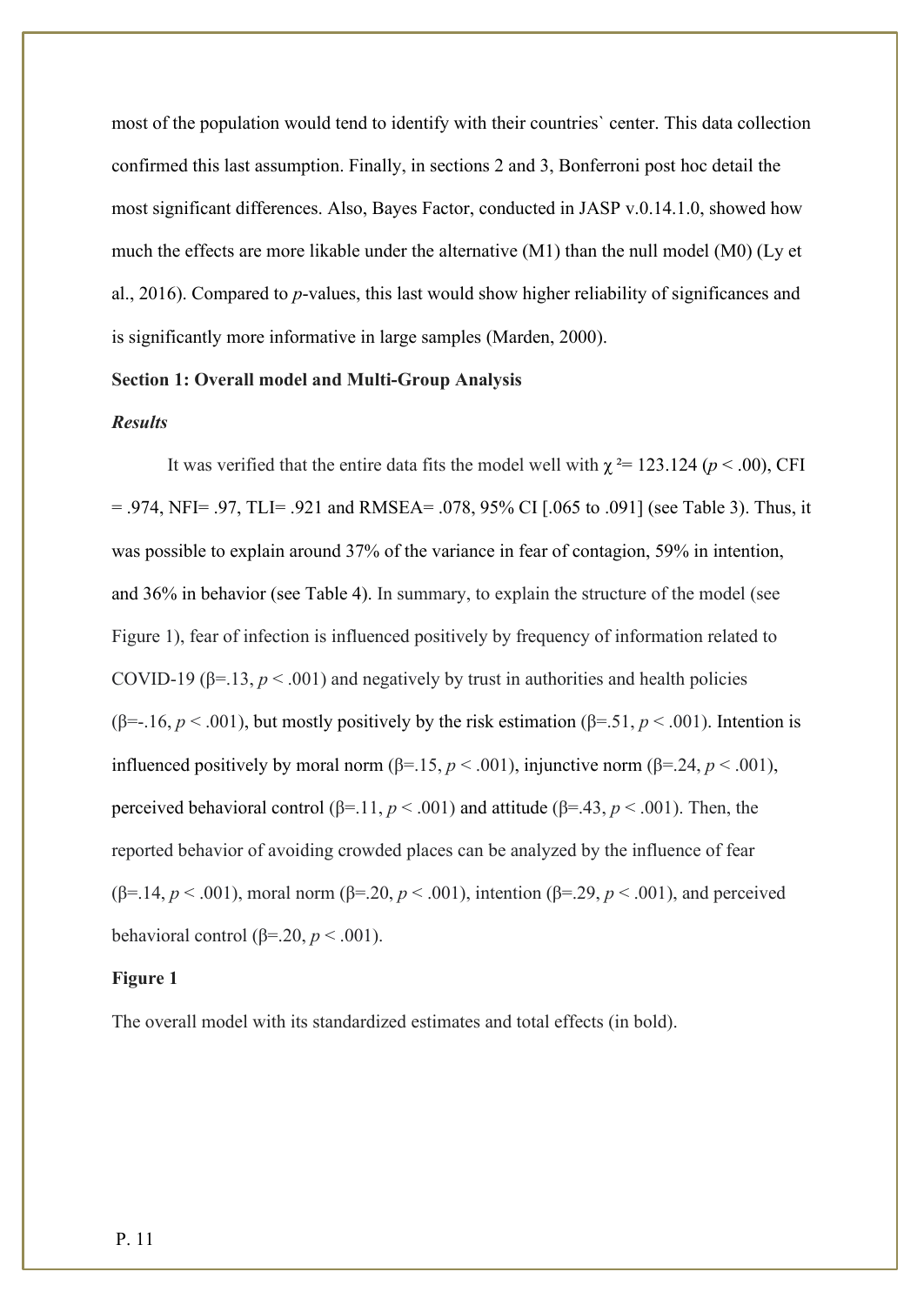most of the population would tend to identify with their countries` center. This data collection confirmed this last assumption. Finally, in sections 2 and 3, Bonferroni post hoc detail the most significant differences. Also, Bayes Factor, conducted in JASP v.0.14.1.0, showed how much the effects are more likable under the alternative (M1) than the null model (M0) (Ly et al., 2016). Compared to *p*-values, this last would show higher reliability of significances and is significantly more informative in large samples (Marden, 2000).

**Section 1: Overall model and Multi-Group Analysis**

***Results***

It was verified that the entire data fits the model well with $\chi^2$= 123.124 ($p < .00$), CFI = .974, NFI= .97, TLI= .921 and RMSEA= .078, 95% CI [.065 to .091] (see Table 3). Thus, it was possible to explain around 37% of the variance in fear of contagion, 59% in intention, and 36% in behavior (see Table 4). In summary, to explain the structure of the model (see Figure 1), fear of infection is influenced positively by frequency of information related to COVID-19 ($\beta$=.13, $p < .001$) and negatively by trust in authorities and health policies ($\beta$=-.16, $p < .001$), but mostly positively by the risk estimation ($\beta$=.51, $p < .001$). Intention is influenced positively by moral norm ($\beta$=.15, $p < .001$), injunctive norm ($\beta$=.24, $p < .001$), perceived behavioral control ($\beta$=.11, $p < .001$) and attitude ($\beta$=.43, $p < .001$). Then, the reported behavior of avoiding crowded places can be analyzed by the influence of fear ($\beta$=.14, $p < .001$), moral norm ($\beta$=.20, $p < .001$), intention ($\beta$=.29, $p < .001$), and perceived behavioral control ($\beta$=.20, $p < .001$).

**Figure 1**

The overall model with its standardized estimates and total effects (in bold).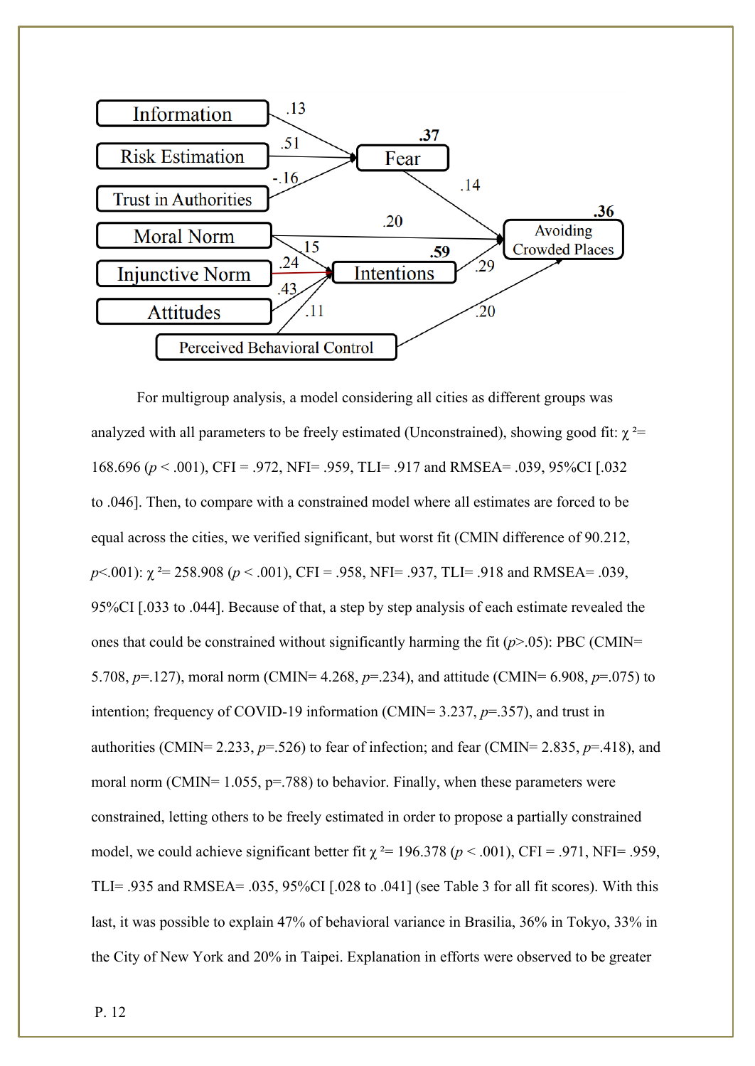For multigroup analysis, a model considering all cities as different groups was analyzed with all parameters to be freely estimated (Unconstrained), showing good fit: $\chi^2$= 168.696 (*p* < .001), CFI = .972, NFI= .959, TLI= .917 and RMSEA= .039, 95%CI [.032 to .046]. Then, to compare with a constrained model where all estimates are forced to be equal across the cities, we verified significant, but worst fit (CMIN difference of 90.212, *p*<.001): $\chi^2$= 258.908 (*p* < .001), CFI = .958, NFI= .937, TLI= .918 and RMSEA= .039, 95%CI [.033 to .044]. Because of that, a step by step analysis of each estimate revealed the ones that could be constrained without significantly harming the fit (*p*>.05): PBC (CMIN= 5.708, *p*=.127), moral norm (CMIN= 4.268, *p*=.234), and attitude (CMIN= 6.908, *p*=.075) to intention; frequency of COVID-19 information (CMIN= 3.237, *p*=.357), and trust in authorities (CMIN= 2.233, *p*=.526) to fear of infection; and fear (CMIN= 2.835, *p*=.418), and moral norm (CMIN= 1.055, p=.788) to behavior. Finally, when these parameters were constrained, letting others to be freely estimated in order to propose a partially constrained model, we could achieve significant better fit $\chi^2$= 196.378 (*p* < .001), CFI = .971, NFI= .959, TLI= .935 and RMSEA= .035, 95%CI [.028 to .041] (see Table 3 for all fit scores). With this last, it was possible to explain 47% of behavioral variance in Brasilia, 36% in Tokyo, 33% in the City of New York and 20% in Taipei. Explanation in efforts were observed to be greater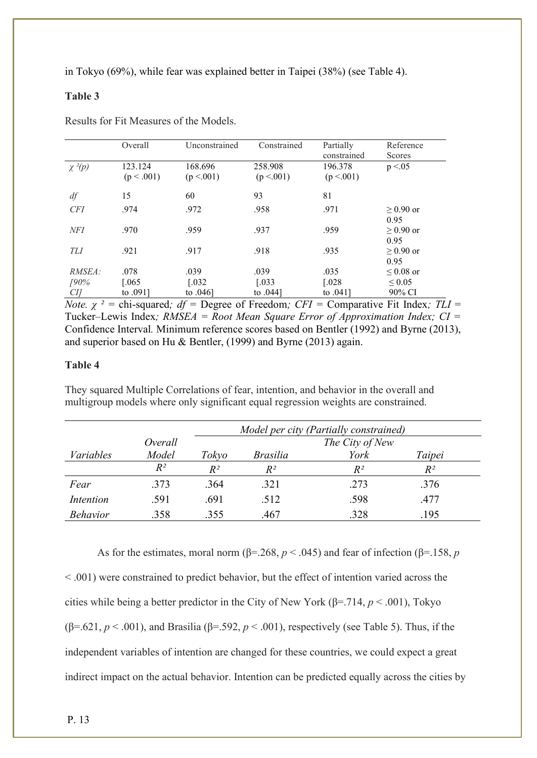in Tokyo (69%), while fear was explained better in Taipei (38%) (see Table 4).

**Table 3**

Results for Fit Measures of the Models.

| | Overall | Unconstrained | Constrained | Partially constrained | Reference Scores |
|---|---|---|---|---|---|
| *$\chi^2(p)$* | 123.124 ($p < .001$) | 168.696 ($p < .001$) | 258.908 ($p < .001$) | 196.378 ($p < .001$) | $p < .05$ |
| *df* | 15 | 60 | 93 | 81 | |
| *CFI* | .974 | .972 | .958 | .971 | ≥ 0.90 or 0.95 |
| *NFI* | .970 | .959 | .937 | .959 | ≥ 0.90 or 0.95 |
| *TLI* | .921 | .917 | .918 | .935 | ≥ 0.90 or 0.95 |
| *RMSEA: [90% CI]* | .078 [.065 to .091] | .039 [.032 to .046] | .039 [.033 to .044] | .035 [.028 to .041] | ≤ 0.08 or ≤ 0.05 90% CI |

*Note.* $\chi^2$ = chi-squared*;* *df* = Degree of Freedom*;* *CFI* = Comparative Fit Index*;* *TLI* = Tucker–Lewis Index*; RMSEA = Root Mean Square Error of Approximation Index; CI* = Confidence Interval*.* Minimum reference scores based on Bentler (1992) and Byrne (2013), and superior based on Hu & Bentler, (1999) and Byrne (2013) again.

**Table 4**

They squared Multiple Correlations of fear, intention, and behavior in the overall and multigroup models where only significant equal regression weights are constrained.

| | | *Model per city (Partially constrained)* | | | |
|---|---|---|---|---|---|
| *Variables* | *Overall Model* | *Tokyo* | *Brasilia* | *The City of New York* | *Taipei* |
| | $R^2$ | $R^2$ | $R^2$ | $R^2$ | $R^2$ |
| *Fear* | .373 | .364 | .321 | .273 | .376 |
| *Intention* | .591 | .691 | .512 | .598 | .477 |
| *Behavior* | .358 | .355 | .467 | .328 | .195 |

As for the estimates, moral norm (β=.268, $p < .045$) and fear of infection (β=.158, $p < .001$) were constrained to predict behavior, but the effect of intention varied across the cities while being a better predictor in the City of New York (β=.714, $p < .001$), Tokyo (β=.621, $p < .001$), and Brasilia (β=.592, $p < .001$), respectively (see Table 5). Thus, if the independent variables of intention are changed for these countries, we could expect a great indirect impact on the actual behavior. Intention can be predicted equally across the cities by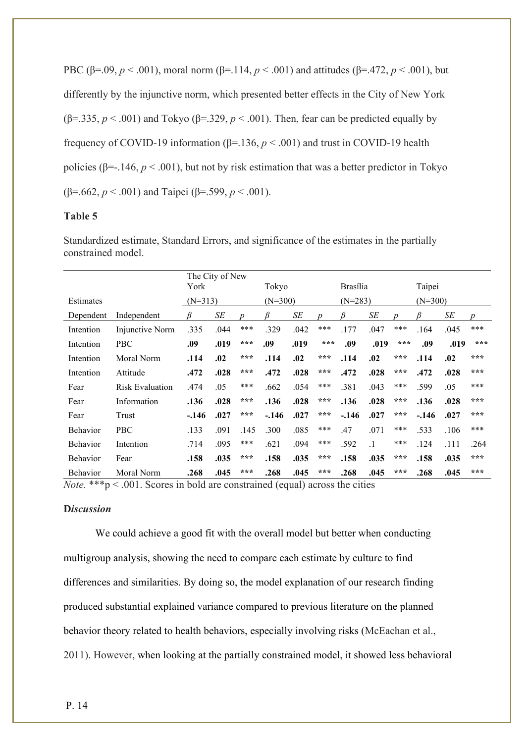PBC (β=.09, $p < .001$), moral norm (β=.114, $p < .001$) and attitudes (β=.472, $p < .001$), but differently by the injunctive norm, which presented better effects in the City of New York (β=.335, $p < .001$) and Tokyo (β=.329, $p < .001$). Then, fear can be predicted equally by frequency of COVID-19 information (β=.136, $p < .001$) and trust in COVID-19 health policies (β=-.146, $p < .001$), but not by risk estimation that was a better predictor in Tokyo (β=.662, $p < .001$) and Taipei (β=.599, $p < .001$).

**Table 5**

Standardized estimate, Standard Errors, and significance of the estimates in the partially constrained model.

| Estimates | | The City of New York (N=313) | | | Tokyo (N=300) | | | Brasília (N=283) | | | Taipei (N=300) | | |
|---|---|---|---|---|---|---|---|---|---|---|---|---|---|
| Dependent | Independent | *β* | *SE* | *p* | *β* | *SE* | *p* | *β* | *SE* | *p* | *β* | *SE* | *p* |
| Intention | Injunctive Norm | .335 | .044 | *** | .329 | .042 | *** | .177 | .047 | *** | .164 | .045 | *** |
| Intention | PBC | **.09** | **.019** | **\*\*\*** | **.09** | **.019** | **\*\*\*** | **.09** | **.019** | **\*\*\*** | **.09** | **.019** | **\*\*\*** |
| Intention | Moral Norm | **.114** | **.02** | **\*\*\*** | **.114** | **.02** | **\*\*\*** | **.114** | **.02** | **\*\*\*** | **.114** | **.02** | **\*\*\*** |
| Intention | Attitude | **.472** | **.028** | **\*\*\*** | **.472** | **.028** | **\*\*\*** | **.472** | **.028** | **\*\*\*** | **.472** | **.028** | **\*\*\*** |
| Fear | Risk Evaluation | .474 | .05 | *** | .662 | .054 | *** | .381 | .043 | *** | .599 | .05 | *** |
| Fear | Information | **.136** | **.028** | **\*\*\*** | **.136** | **.028** | **\*\*\*** | **.136** | **.028** | **\*\*\*** | **.136** | **.028** | **\*\*\*** |
| Fear | Trust | **-.146** | **.027** | **\*\*\*** | **-.146** | **.027** | **\*\*\*** | **-.146** | **.027** | **\*\*\*** | **-.146** | **.027** | **\*\*\*** |
| Behavior | PBC | .133 | .091 | .145 | .300 | .085 | *** | .47 | .071 | *** | .533 | .106 | *** |
| Behavior | Intention | .714 | .095 | *** | .621 | .094 | *** | .592 | .1 | *** | .124 | .111 | .264 |
| Behavior | Fear | **.158** | **.035** | **\*\*\*** | **.158** | **.035** | **\*\*\*** | **.158** | **.035** | **\*\*\*** | **.158** | **.035** | **\*\*\*** |
| Behavior | Moral Norm | **.268** | **.045** | **\*\*\*** | **.268** | **.045** | **\*\*\*** | **.268** | **.045** | **\*\*\*** | **.268** | **.045** | **\*\*\*** |

*Note.* ***p < .001. Scores in bold are constrained (equal) across the cities

**D*iscussion***

We could achieve a good fit with the overall model but better when conducting multigroup analysis, showing the need to compare each estimate by culture to find differences and similarities. By doing so, the model explanation of our research finding produced substantial explained variance compared to previous literature on the planned behavior theory related to health behaviors, especially involving risks (McEachan et al., 2011). However, when looking at the partially constrained model, it showed less behavioral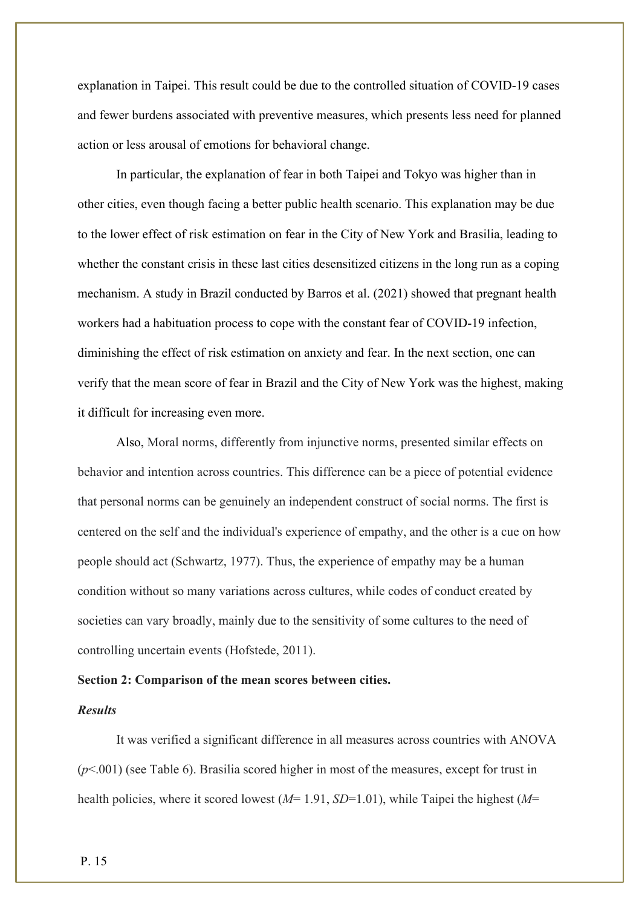explanation in Taipei. This result could be due to the controlled situation of COVID-19 cases and fewer burdens associated with preventive measures, which presents less need for planned action or less arousal of emotions for behavioral change.

In particular, the explanation of fear in both Taipei and Tokyo was higher than in other cities, even though facing a better public health scenario. This explanation may be due to the lower effect of risk estimation on fear in the City of New York and Brasilia, leading to whether the constant crisis in these last cities desensitized citizens in the long run as a coping mechanism. A study in Brazil conducted by Barros et al. (2021) showed that pregnant health workers had a habituation process to cope with the constant fear of COVID-19 infection, diminishing the effect of risk estimation on anxiety and fear. In the next section, one can verify that the mean score of fear in Brazil and the City of New York was the highest, making it difficult for increasing even more.

Also, Moral norms, differently from injunctive norms, presented similar effects on behavior and intention across countries. This difference can be a piece of potential evidence that personal norms can be genuinely an independent construct of social norms. The first is centered on the self and the individual's experience of empathy, and the other is a cue on how people should act (Schwartz, 1977). Thus, the experience of empathy may be a human condition without so many variations across cultures, while codes of conduct created by societies can vary broadly, mainly due to the sensitivity of some cultures to the need of controlling uncertain events (Hofstede, 2011).

**Section 2: Comparison of the mean scores between cities.**

***Results***

It was verified a significant difference in all measures across countries with ANOVA ($p$<.001) (see Table 6). Brasilia scored higher in most of the measures, except for trust in health policies, where it scored lowest ($M$= 1.91, $SD$=1.01), while Taipei the highest ($M$=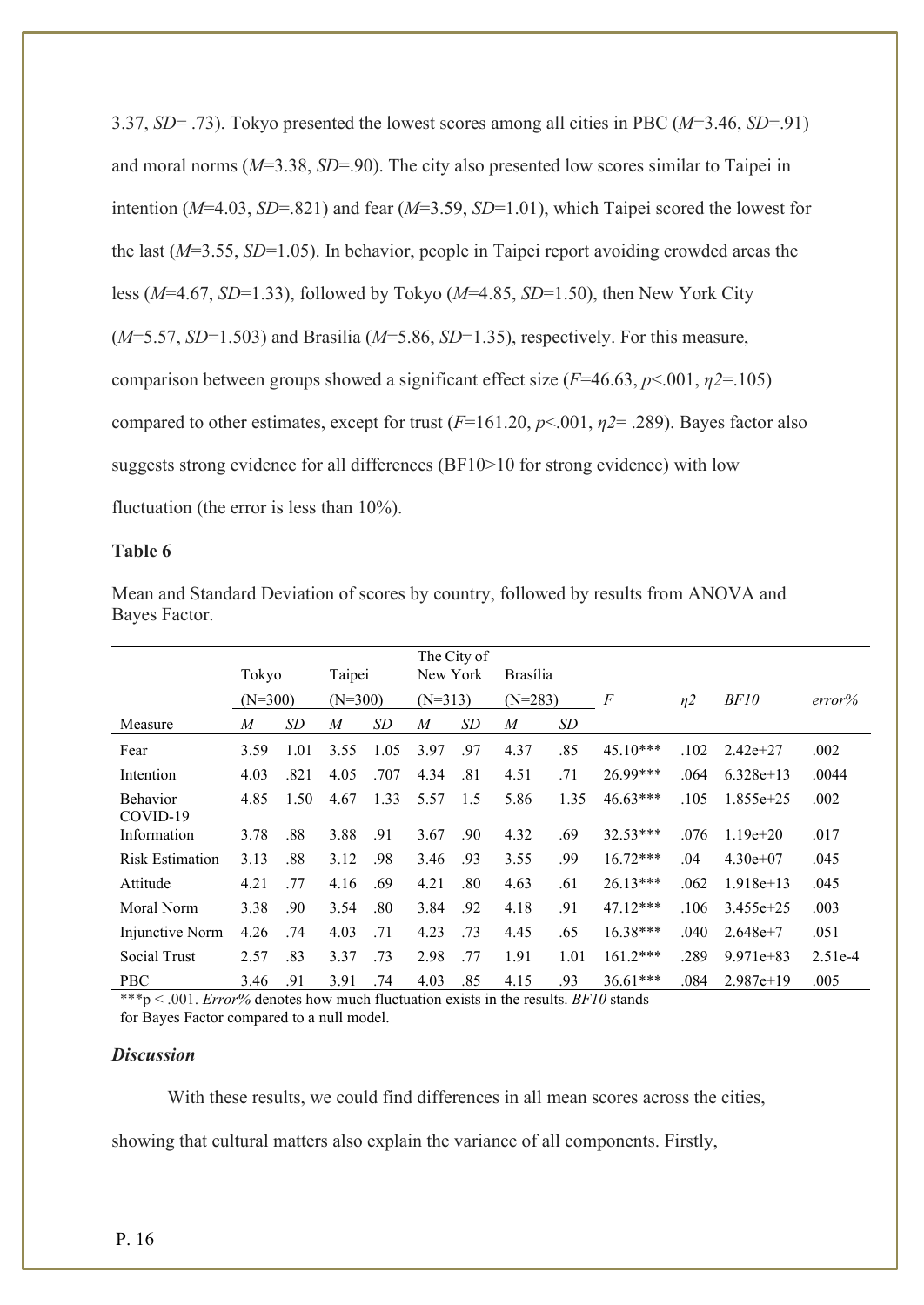3.37, *SD*= .73). Tokyo presented the lowest scores among all cities in PBC (*M*=3.46, *SD*=.91) and moral norms (*M*=3.38, *SD*=.90). The city also presented low scores similar to Taipei in intention (*M*=4.03, *SD*=.821) and fear (*M*=3.59, *SD*=1.01), which Taipei scored the lowest for the last (*M*=3.55, *SD*=1.05). In behavior, people in Taipei report avoiding crowded areas the less (*M*=4.67, *SD*=1.33), followed by Tokyo (*M*=4.85, *SD*=1.50), then New York City (*M*=5.57, *SD*=1.503) and Brasilia (*M*=5.86, *SD*=1.35), respectively. For this measure, comparison between groups showed a significant effect size ($F$=46.63, $p$<.001, $\eta 2$=.105) compared to other estimates, except for trust ($F$=161.20, $p$<.001, $\eta 2$= .289). Bayes factor also suggests strong evidence for all differences (BF10>10 for strong evidence) with low fluctuation (the error is less than 10%).

**Table 6**

Mean and Standard Deviation of scores by country, followed by results from ANOVA and Bayes Factor.

| | Tokyo (N=300) | | Taipei (N=300) | | The City of New York (N=313) | | Brasília (N=283) | | *F* | *η2* | *BF10* | *error%* |
|---|---|---|---|---|---|---|---|---|---|---|---|---|
| Measure | *M* | *SD* | *M* | *SD* | *M* | *SD* | *M* | *SD* | | | | |
| Fear | 3.59 | 1.01 | 3.55 | 1.05 | 3.97 | .97 | 4.37 | .85 | 45.10*** | .102 | 2.42e+27 | .002 |
| Intention | 4.03 | .821 | 4.05 | .707 | 4.34 | .81 | 4.51 | .71 | 26.99*** | .064 | 6.328e+13 | .0044 |
| Behavior | 4.85 | 1.50 | 4.67 | 1.33 | 5.57 | 1.5 | 5.86 | 1.35 | 46.63*** | .105 | 1.855e+25 | .002 |
| COVID-19 Information | 3.78 | .88 | 3.88 | .91 | 3.67 | .90 | 4.32 | .69 | 32.53*** | .076 | 1.19e+20 | .017 |
| Risk Estimation | 3.13 | .88 | 3.12 | .98 | 3.46 | .93 | 3.55 | .99 | 16.72*** | .04 | 4.30e+07 | .045 |
| Attitude | 4.21 | .77 | 4.16 | .69 | 4.21 | .80 | 4.63 | .61 | 26.13*** | .062 | 1.918e+13 | .045 |
| Moral Norm | 3.38 | .90 | 3.54 | .80 | 3.84 | .92 | 4.18 | .91 | 47.12*** | .106 | 3.455e+25 | .003 |
| Injunctive Norm | 4.26 | .74 | 4.03 | .71 | 4.23 | .73 | 4.45 | .65 | 16.38*** | .040 | 2.648e+7 | .051 |
| Social Trust | 2.57 | .83 | 3.37 | .73 | 2.98 | .77 | 1.91 | 1.01 | 161.2*** | .289 | 9.971e+83 | 2.51e-4 |
| PBC | 3.46 | .91 | 3.91 | .74 | 4.03 | .85 | 4.15 | .93 | 36.61*** | .084 | 2.987e+19 | .005 |

***p < .001. *Error%* denotes how much fluctuation exists in the results. *BF10* stands for Bayes Factor compared to a null model.

***Discussion***

With these results, we could find differences in all mean scores across the cities, showing that cultural matters also explain the variance of all components. Firstly,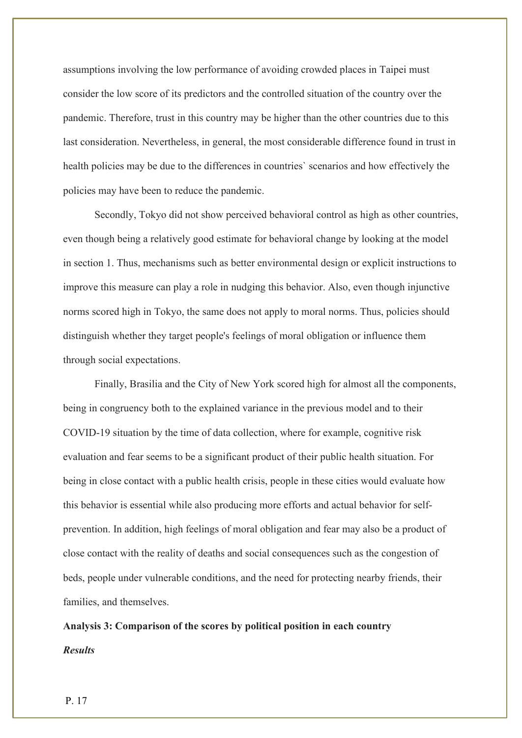assumptions involving the low performance of avoiding crowded places in Taipei must consider the low score of its predictors and the controlled situation of the country over the pandemic. Therefore, trust in this country may be higher than the other countries due to this last consideration. Nevertheless, in general, the most considerable difference found in trust in health policies may be due to the differences in countries` scenarios and how effectively the policies may have been to reduce the pandemic.

Secondly, Tokyo did not show perceived behavioral control as high as other countries, even though being a relatively good estimate for behavioral change by looking at the model in section 1. Thus, mechanisms such as better environmental design or explicit instructions to improve this measure can play a role in nudging this behavior. Also, even though injunctive norms scored high in Tokyo, the same does not apply to moral norms. Thus, policies should distinguish whether they target people's feelings of moral obligation or influence them through social expectations.

Finally, Brasilia and the City of New York scored high for almost all the components, being in congruency both to the explained variance in the previous model and to their COVID-19 situation by the time of data collection, where for example, cognitive risk evaluation and fear seems to be a significant product of their public health situation. For being in close contact with a public health crisis, people in these cities would evaluate how this behavior is essential while also producing more efforts and actual behavior for self-prevention. In addition, high feelings of moral obligation and fear may also be a product of close contact with the reality of deaths and social consequences such as the congestion of beds, people under vulnerable conditions, and the need for protecting nearby friends, their families, and themselves.

**Analysis 3: Comparison of the scores by political position in each country**

***Results***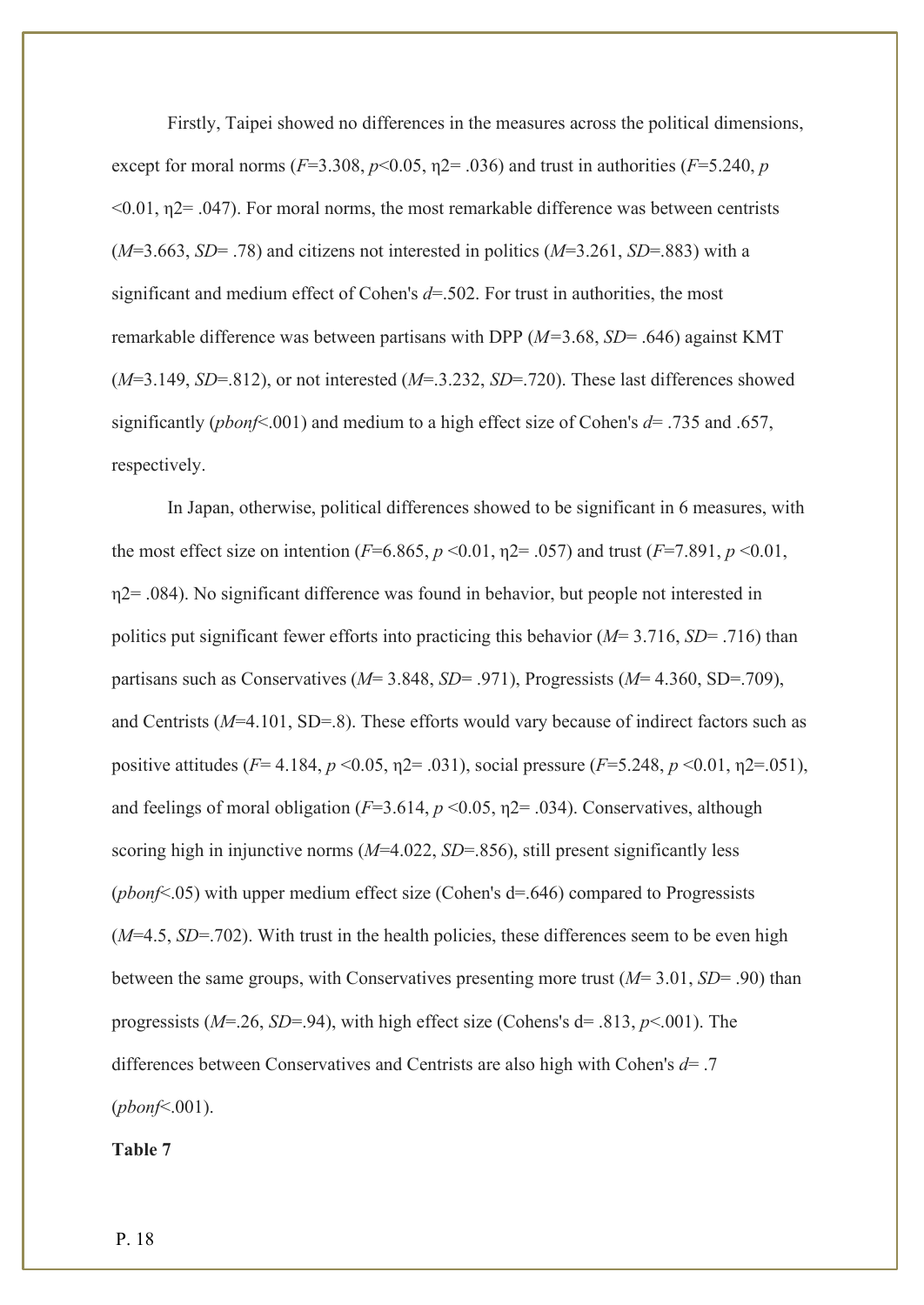Firstly, Taipei showed no differences in the measures across the political dimensions, except for moral norms ($F$=3.308, $p$<0.05, η2= .036) and trust in authorities ($F$=5.240, $p$ <0.01, η2= .047). For moral norms, the most remarkable difference was between centrists ($M$=3.663, $SD$= .78) and citizens not interested in politics ($M$=3.261, $SD$=.883) with a significant and medium effect of Cohen's $d$=.502. For trust in authorities, the most remarkable difference was between partisans with DPP ($M$=3.68, $SD$= .646) against KMT ($M$=3.149, $SD$=.812), or not interested ($M$=.3.232, $SD$=.720). These last differences showed significantly (*pbonf*<.001) and medium to a high effect size of Cohen's $d$= .735 and .657, respectively.

In Japan, otherwise, political differences showed to be significant in 6 measures, with the most effect size on intention ($F$=6.865, $p$ <0.01, η2= .057) and trust ($F$=7.891, $p$ <0.01, η2= .084). No significant difference was found in behavior, but people not interested in politics put significant fewer efforts into practicing this behavior ($M$= 3.716, $SD$= .716) than partisans such as Conservatives ($M$= 3.848, $SD$= .971), Progressists ($M$= 4.360, SD=.709), and Centrists ($M$=4.101, SD=.8). These efforts would vary because of indirect factors such as positive attitudes ($F$= 4.184, $p$ <0.05, η2= .031), social pressure ($F$=5.248, $p$ <0.01, η2=.051), and feelings of moral obligation ($F$=3.614, $p$ <0.05, η2= .034). Conservatives, although scoring high in injunctive norms ($M$=4.022, $SD$=.856), still present significantly less (*pbonf*<.05) with upper medium effect size (Cohen's d=.646) compared to Progressists ($M$=4.5, $SD$=.702). With trust in the health policies, these differences seem to be even high between the same groups, with Conservatives presenting more trust ($M$= 3.01, $SD$= .90) than progressists ($M$=.26, $SD$=.94), with high effect size (Cohens's d= .813, $p$<.001). The differences between Conservatives and Centrists are also high with Cohen's $d$= .7 (*pbonf*<.001).

**Table 7**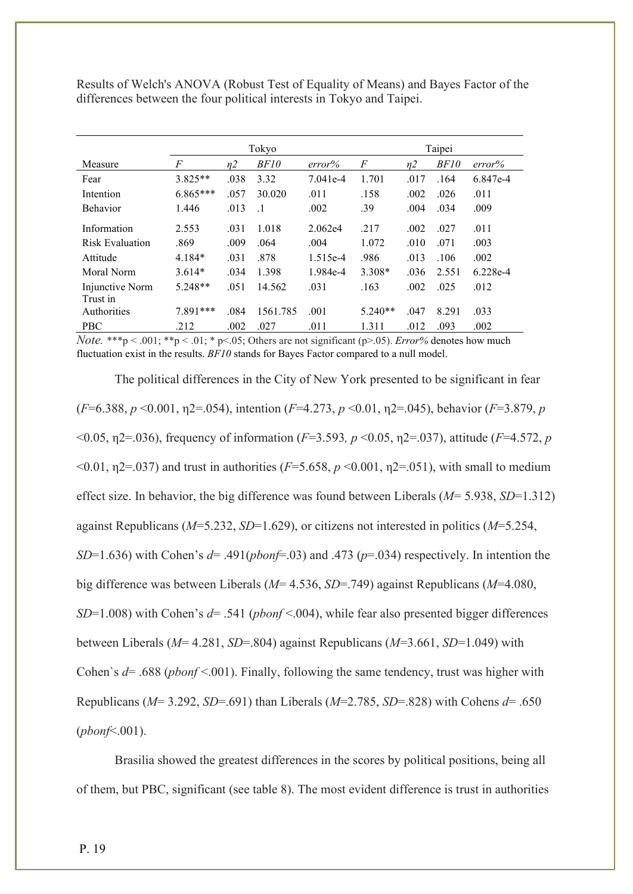Results of Welch's ANOVA (Robust Test of Equality of Means) and Bayes Factor of the differences between the four political interests in Tokyo and Taipei.

| | Tokyo | | | | Taipei | | | |
|---|---|---|---|---|---|---|---|---|
| Measure | *F* | *η2* | *BF10* | *error%* | *F* | *η2* | *BF10* | *error%* |
| Fear | 3.825** | .038 | 3.32 | 7.041e-4 | 1.701 | .017 | .164 | 6.847e-4 |
| Intention | 6.865*** | .057 | 30.020 | .011 | .158 | .002 | .026 | .011 |
| Behavior | 1.446 | .013 | .1 | .002 | .39 | .004 | .034 | .009 |
| Information | 2.553 | .031 | 1.018 | 2.062e4 | .217 | .002 | .027 | .011 |
| Risk Evaluation | .869 | .009 | .064 | .004 | 1.072 | .010 | .071 | .003 |
| Attitude | 4.184* | .031 | .878 | 1.515e-4 | .986 | .013 | .106 | .002 |
| Moral Norm | 3.614* | .034 | 1.398 | 1.984e-4 | 3.308* | .036 | 2.551 | 6.228e-4 |
| Injunctive Norm | 5.248** | .051 | 14.562 | .031 | .163 | .002 | .025 | .012 |
| Trust in Authorities | 7.891*** | .084 | 1561.785 | .001 | 5.240** | .047 | 8.291 | .033 |
| PBC | .212 | .002 | .027 | .011 | 1.311 | .012 | .093 | .002 |

*Note.* ***p < .001; **p < .01; * p<.05; Others are not significant (p>.05). *Error%* denotes how much fluctuation exist in the results. *BF10* stands for Bayes Factor compared to a null model.

The political differences in the City of New York presented to be significant in fear ($F$=6.388, $p$ <0.001, η2=.054), intention ($F$=4.273, $p$ <0.01, η2=.045), behavior ($F$=3.879, $p$ <0.05, η2=.036), frequency of information ($F$=3.593, $p$ <0.05, η2=.037), attitude ($F$=4.572, $p$ <0.01, η2=.037) and trust in authorities ($F$=5.658, $p$ <0.001, η2=.051), with small to medium effect size. In behavior, the big difference was found between Liberals ($M$= 5.938, $SD$=1.312) against Republicans ($M$=5.232, $SD$=1.629), or citizens not interested in politics ($M$=5.254, $SD$=1.636) with Cohen's $d$= .491($pbonf$=.03) and .473 ($p$=.034) respectively. In intention the big difference was between Liberals ($M$= 4.536, $SD$=.749) against Republicans ($M$=4.080, $SD$=1.008) with Cohen's $d$= .541 ($pbonf$ <.004), while fear also presented bigger differences between Liberals ($M$= 4.281, $SD$=.804) against Republicans ($M$=3.661, $SD$=1.049) with Cohen`s $d$= .688 ($pbonf$ <.001). Finally, following the same tendency, trust was higher with Republicans ($M$= 3.292, $SD$=.691) than Liberals ($M$=2.785, $SD$=.828) with Cohens $d$= .650 ($pbonf$<.001).

Brasilia showed the greatest differences in the scores by political positions, being all of them, but PBC, significant (see table 8). The most evident difference is trust in authorities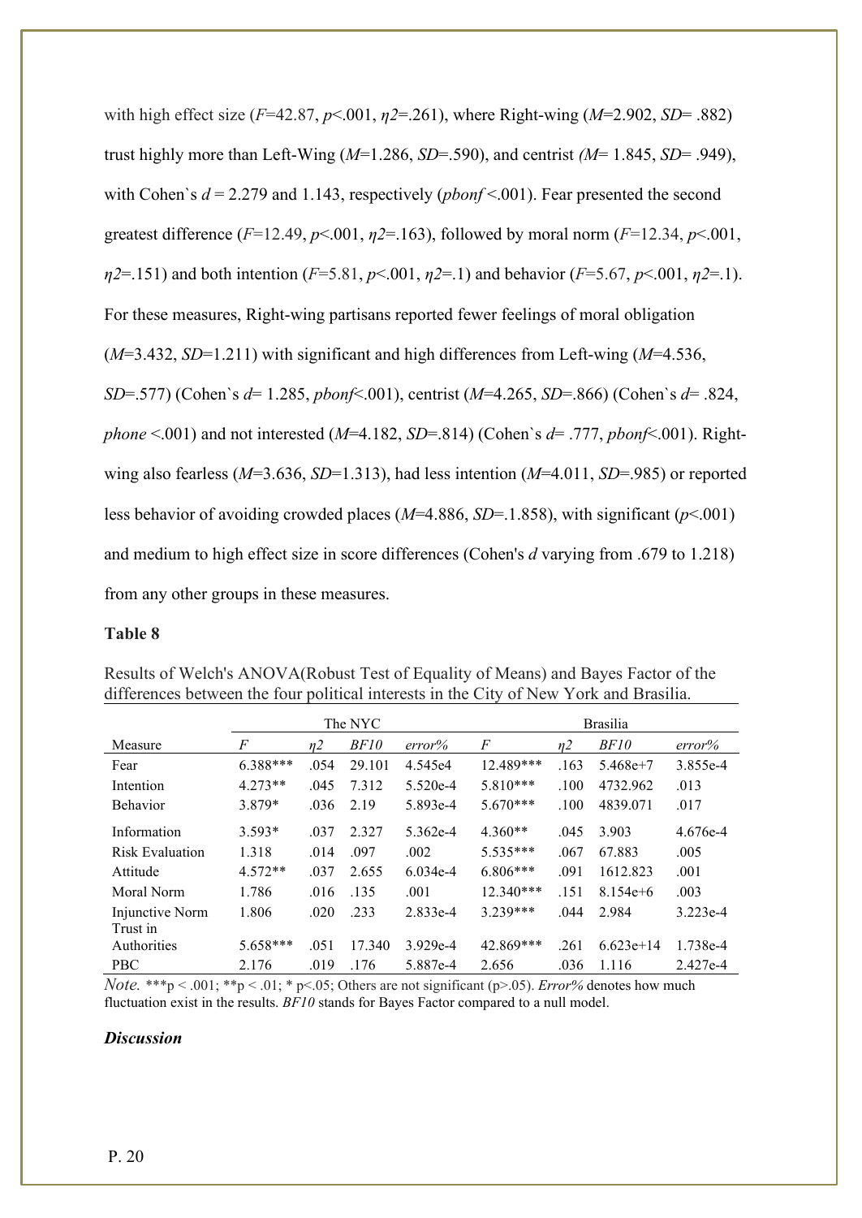with high effect size ($F$=42.87, $p$<.001, $\eta 2$=.261), where Right-wing ($M$=2.902, $SD$= .882) trust highly more than Left-Wing ($M$=1.286, $SD$=.590), and centrist ($M$= 1.845, $SD$= .949), with Cohen`s $d$ = 2.279 and 1.143, respectively ($pbonf$ <.001). Fear presented the second greatest difference ($F$=12.49, $p$<.001, $\eta 2$=.163), followed by moral norm ($F$=12.34, $p$<.001, $\eta 2$=.151) and both intention ($F$=5.81, $p$<.001, $\eta 2$=.1) and behavior ($F$=5.67, $p$<.001, $\eta 2$=.1). For these measures, Right-wing partisans reported fewer feelings of moral obligation ($M$=3.432, $SD$=1.211) with significant and high differences from Left-wing ($M$=4.536, $SD$=.577) (Cohen`s $d$= 1.285, $pbonf$<.001), centrist ($M$=4.265, $SD$=.866) (Cohen`s $d$= .824, *phone* <.001) and not interested ($M$=4.182, $SD$=.814) (Cohen`s $d$= .777, $pbonf$<.001). Right-wing also fearless ($M$=3.636, $SD$=1.313), had less intention ($M$=4.011, $SD$=.985) or reported less behavior of avoiding crowded places ($M$=4.886, $SD$=.1.858), with significant ($p$<.001) and medium to high effect size in score differences (Cohen's $d$ varying from .679 to 1.218) from any other groups in these measures.

**Table 8**

Results of Welch's ANOVA(Robust Test of Equality of Means) and Bayes Factor of the differences between the four political interests in the City of New York and Brasilia.

| | The NYC | | | | Brasilia | | | |
|---|---|---|---|---|---|---|---|---|
| Measure | *F* | *η2* | *BF10* | *error%* | *F* | *η2* | *BF10* | *error%* |
| Fear | 6.388*** | .054 | 29.101 | 4.545e4 | 12.489*** | .163 | 5.468e+7 | 3.855e-4 |
| Intention | 4.273** | .045 | 7.312 | 5.520e-4 | 5.810*** | .100 | 4732.962 | .013 |
| Behavior | 3.879* | .036 | 2.19 | 5.893e-4 | 5.670*** | .100 | 4839.071 | .017 |
| Information | 3.593* | .037 | 2.327 | 5.362e-4 | 4.360** | .045 | 3.903 | 4.676e-4 |
| Risk Evaluation | 1.318 | .014 | .097 | .002 | 5.535*** | .067 | 67.883 | .005 |
| Attitude | 4.572** | .037 | 2.655 | 6.034e-4 | 6.806*** | .091 | 1612.823 | .001 |
| Moral Norm | 1.786 | .016 | .135 | .001 | 12.340*** | .151 | 8.154e+6 | .003 |
| Injunctive Norm | 1.806 | .020 | .233 | 2.833e-4 | 3.239*** | .044 | 2.984 | 3.223e-4 |
| Trust in Authorities | 5.658*** | .051 | 17.340 | 3.929e-4 | 42.869*** | .261 | 6.623e+14 | 1.738e-4 |
| PBC | 2.176 | .019 | .176 | 5.887e-4 | 2.656 | .036 | 1.116 | 2.427e-4 |

*Note.* ***p < .001; **p < .01; * p<.05; Others are not significant (p>.05). *Error%* denotes how much fluctuation exist in the results. *BF10* stands for Bayes Factor compared to a null model.

***Discussion***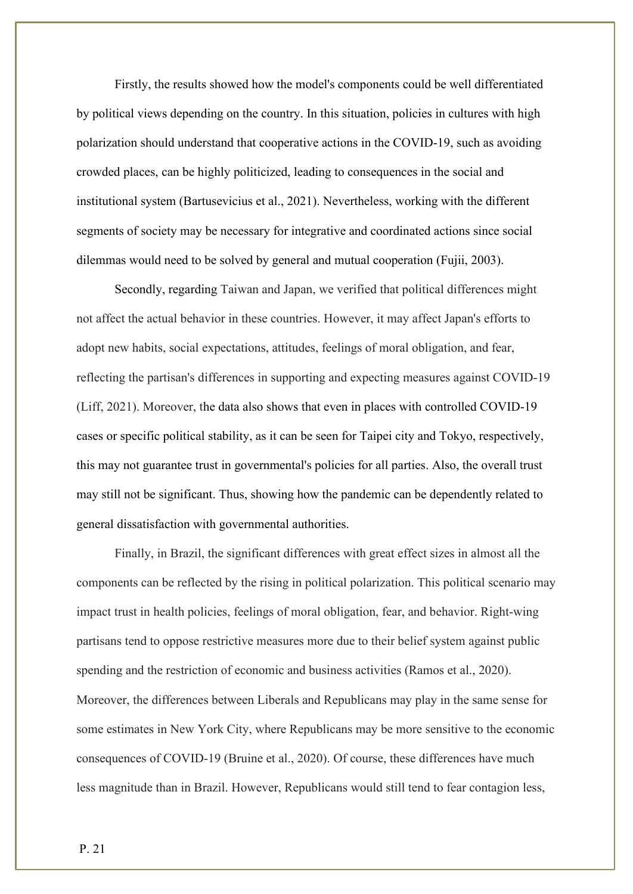Firstly, the results showed how the model's components could be well differentiated by political views depending on the country. In this situation, policies in cultures with high polarization should understand that cooperative actions in the COVID-19, such as avoiding crowded places, can be highly politicized, leading to consequences in the social and institutional system (Bartusevicius et al., 2021). Nevertheless, working with the different segments of society may be necessary for integrative and coordinated actions since social dilemmas would need to be solved by general and mutual cooperation (Fujii, 2003).

Secondly, regarding Taiwan and Japan, we verified that political differences might not affect the actual behavior in these countries. However, it may affect Japan's efforts to adopt new habits, social expectations, attitudes, feelings of moral obligation, and fear, reflecting the partisan's differences in supporting and expecting measures against COVID-19 (Liff, 2021). Moreover, the data also shows that even in places with controlled COVID-19 cases or specific political stability, as it can be seen for Taipei city and Tokyo, respectively, this may not guarantee trust in governmental's policies for all parties. Also, the overall trust may still not be significant. Thus, showing how the pandemic can be dependently related to general dissatisfaction with governmental authorities.

Finally, in Brazil, the significant differences with great effect sizes in almost all the components can be reflected by the rising in political polarization. This political scenario may impact trust in health policies, feelings of moral obligation, fear, and behavior. Right-wing partisans tend to oppose restrictive measures more due to their belief system against public spending and the restriction of economic and business activities (Ramos et al., 2020). Moreover, the differences between Liberals and Republicans may play in the same sense for some estimates in New York City, where Republicans may be more sensitive to the economic consequences of COVID-19 (Bruine et al., 2020). Of course, these differences have much less magnitude than in Brazil. However, Republicans would still tend to fear contagion less,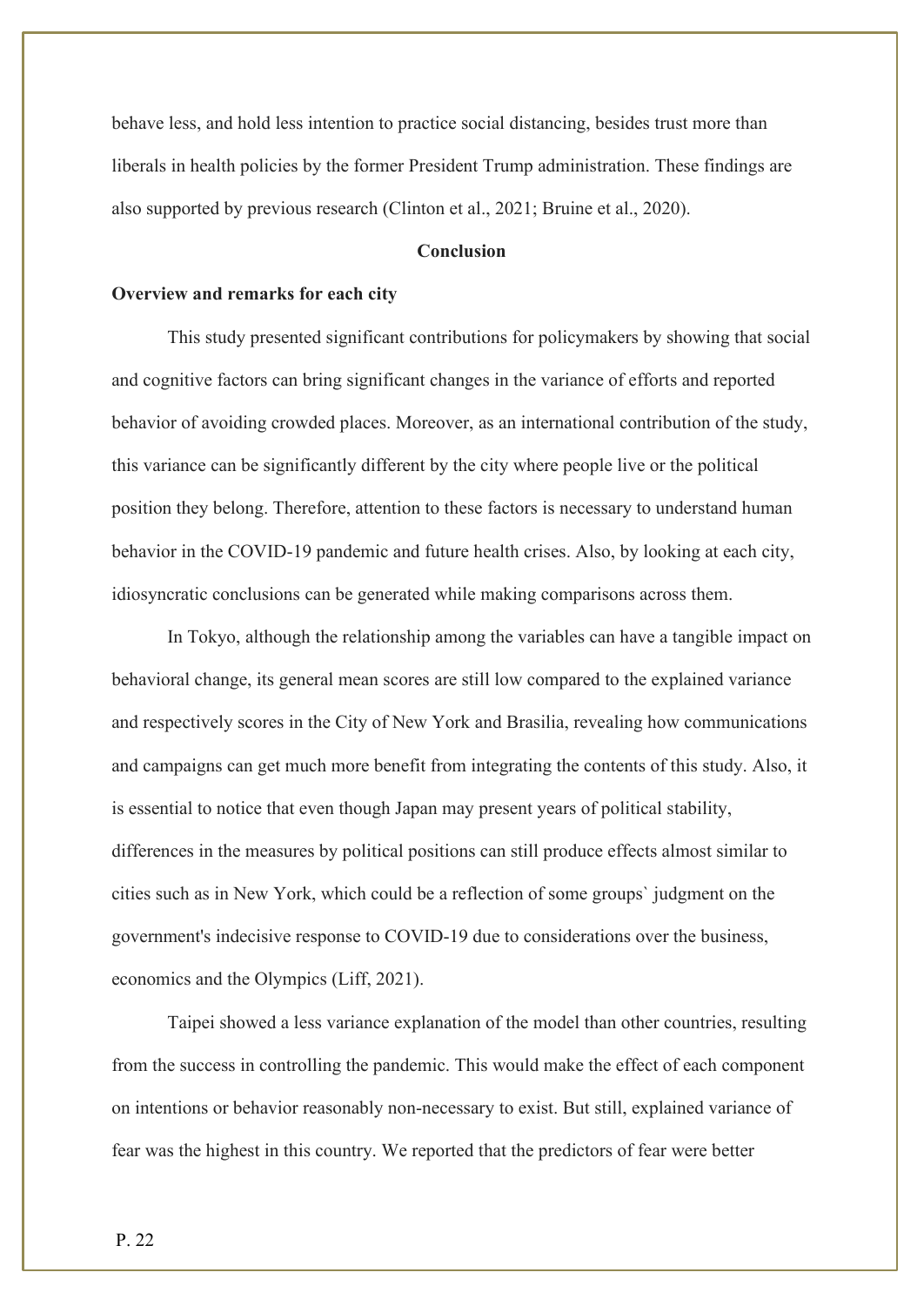behave less, and hold less intention to practice social distancing, besides trust more than liberals in health policies by the former President Trump administration. These findings are also supported by previous research (Clinton et al., 2021; Bruine et al., 2020).

## Conclusion

### Overview and remarks for each city

This study presented significant contributions for policymakers by showing that social and cognitive factors can bring significant changes in the variance of efforts and reported behavior of avoiding crowded places. Moreover, as an international contribution of the study, this variance can be significantly different by the city where people live or the political position they belong. Therefore, attention to these factors is necessary to understand human behavior in the COVID-19 pandemic and future health crises. Also, by looking at each city, idiosyncratic conclusions can be generated while making comparisons across them.

In Tokyo, although the relationship among the variables can have a tangible impact on behavioral change, its general mean scores are still low compared to the explained variance and respectively scores in the City of New York and Brasilia, revealing how communications and campaigns can get much more benefit from integrating the contents of this study. Also, it is essential to notice that even though Japan may present years of political stability, differences in the measures by political positions can still produce effects almost similar to cities such as in New York, which could be a reflection of some groups` judgment on the government's indecisive response to COVID-19 due to considerations over the business, economics and the Olympics (Liff, 2021).

Taipei showed a less variance explanation of the model than other countries, resulting from the success in controlling the pandemic. This would make the effect of each component on intentions or behavior reasonably non-necessary to exist. But still, explained variance of fear was the highest in this country. We reported that the predictors of fear were better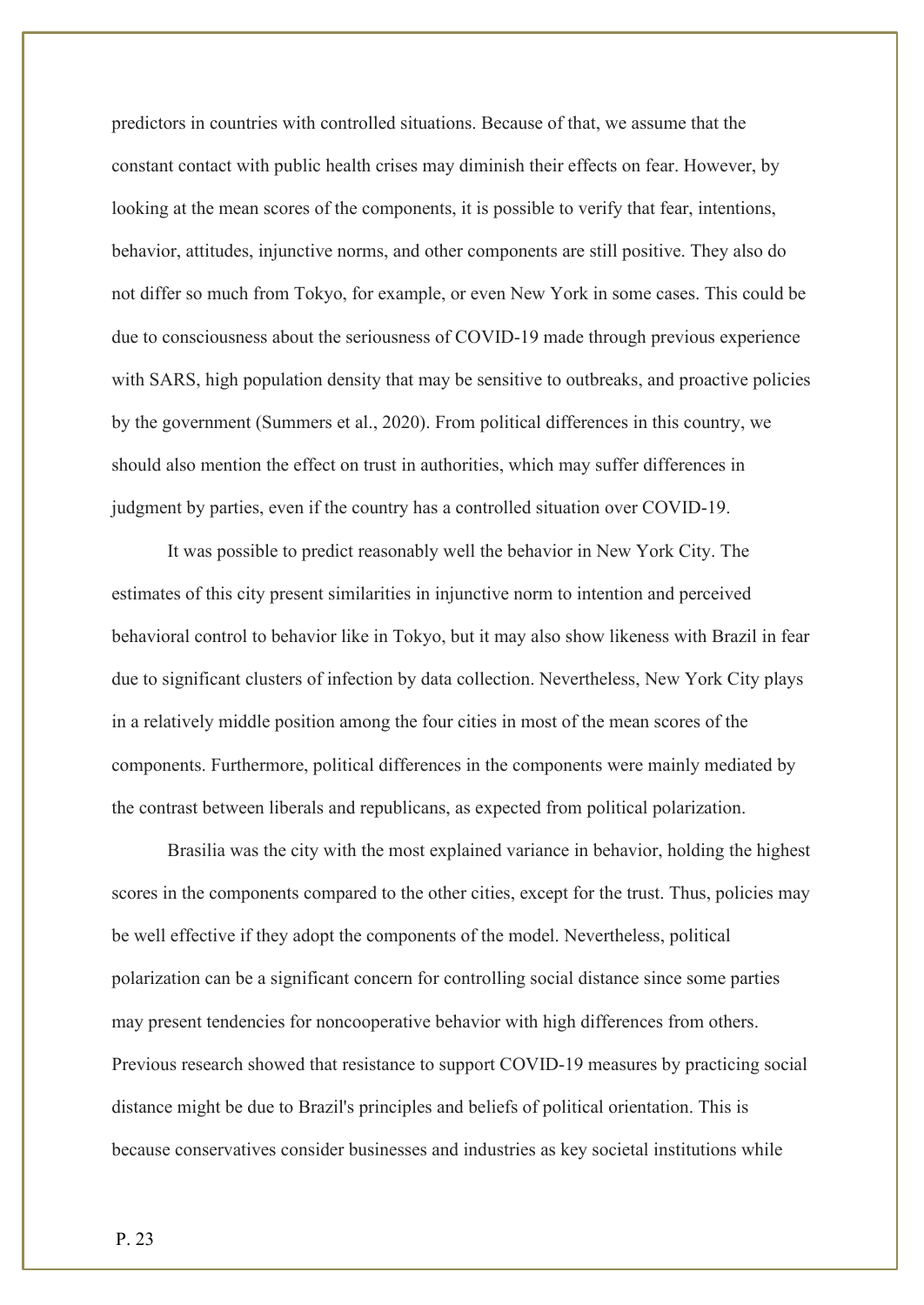predictors in countries with controlled situations. Because of that, we assume that the constant contact with public health crises may diminish their effects on fear. However, by looking at the mean scores of the components, it is possible to verify that fear, intentions, behavior, attitudes, injunctive norms, and other components are still positive. They also do not differ so much from Tokyo, for example, or even New York in some cases. This could be due to consciousness about the seriousness of COVID-19 made through previous experience with SARS, high population density that may be sensitive to outbreaks, and proactive policies by the government (Summers et al., 2020). From political differences in this country, we should also mention the effect on trust in authorities, which may suffer differences in judgment by parties, even if the country has a controlled situation over COVID-19.

It was possible to predict reasonably well the behavior in New York City. The estimates of this city present similarities in injunctive norm to intention and perceived behavioral control to behavior like in Tokyo, but it may also show likeness with Brazil in fear due to significant clusters of infection by data collection. Nevertheless, New York City plays in a relatively middle position among the four cities in most of the mean scores of the components. Furthermore, political differences in the components were mainly mediated by the contrast between liberals and republicans, as expected from political polarization.

Brasilia was the city with the most explained variance in behavior, holding the highest scores in the components compared to the other cities, except for the trust. Thus, policies may be well effective if they adopt the components of the model. Nevertheless, political polarization can be a significant concern for controlling social distance since some parties may present tendencies for noncooperative behavior with high differences from others. Previous research showed that resistance to support COVID-19 measures by practicing social distance might be due to Brazil's principles and beliefs of political orientation. This is because conservatives consider businesses and industries as key societal institutions while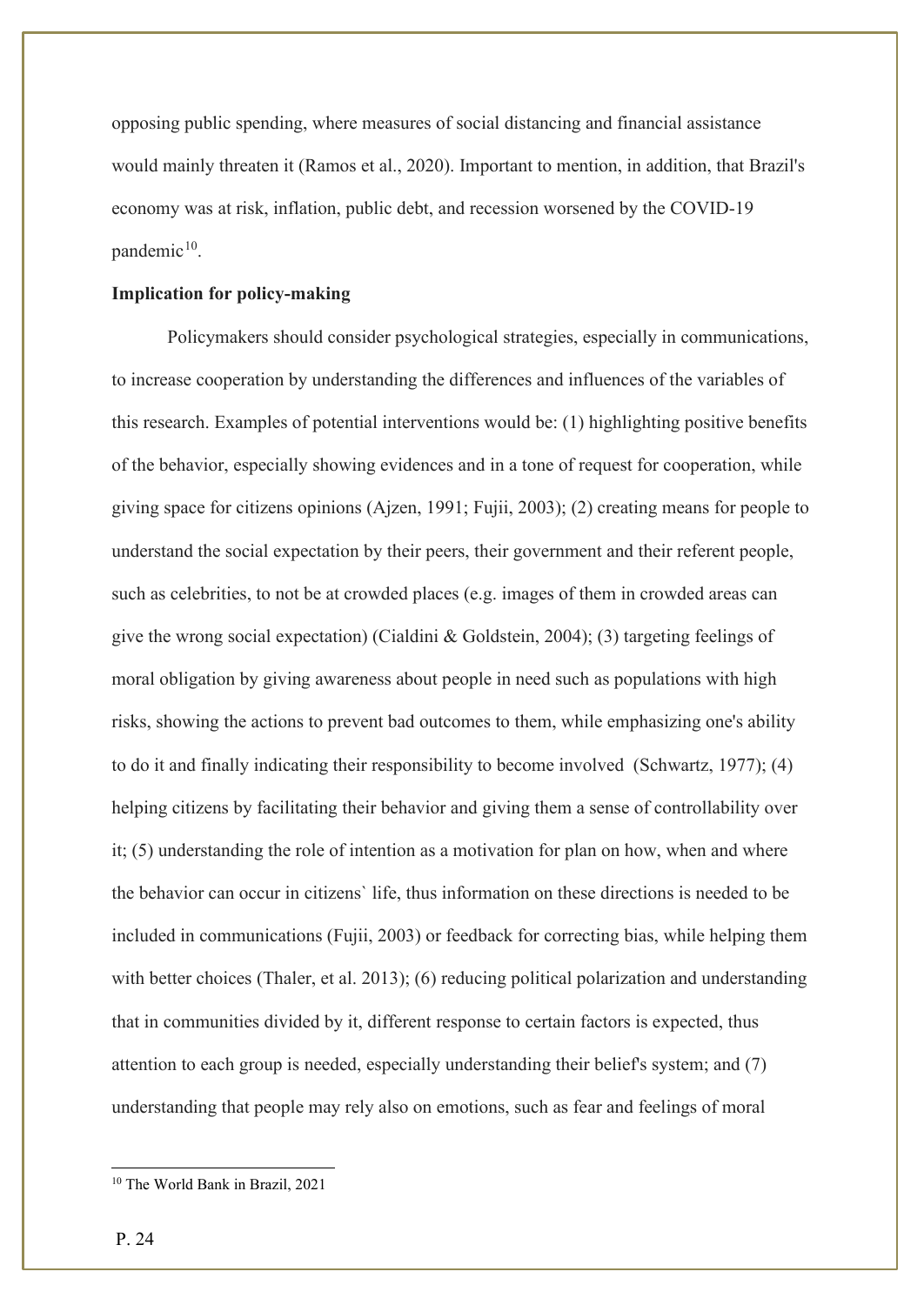opposing public spending, where measures of social distancing and financial assistance would mainly threaten it (Ramos et al., 2020). Important to mention, in addition, that Brazil's economy was at risk, inflation, public debt, and recession worsened by the COVID-19 pandemic[10].

**Implication for policy-making**

Policymakers should consider psychological strategies, especially in communications, to increase cooperation by understanding the differences and influences of the variables of this research. Examples of potential interventions would be: (1) highlighting positive benefits of the behavior, especially showing evidences and in a tone of request for cooperation, while giving space for citizens opinions (Ajzen, 1991; Fujii, 2003); (2) creating means for people to understand the social expectation by their peers, their government and their referent people, such as celebrities, to not be at crowded places (e.g. images of them in crowded areas can give the wrong social expectation) (Cialdini & Goldstein, 2004); (3) targeting feelings of moral obligation by giving awareness about people in need such as populations with high risks, showing the actions to prevent bad outcomes to them, while emphasizing one's ability to do it and finally indicating their responsibility to become involved (Schwartz, 1977); (4) helping citizens by facilitating their behavior and giving them a sense of controllability over it; (5) understanding the role of intention as a motivation for plan on how, when and where the behavior can occur in citizens` life, thus information on these directions is needed to be included in communications (Fujii, 2003) or feedback for correcting bias, while helping them with better choices (Thaler, et al. 2013); (6) reducing political polarization and understanding that in communities divided by it, different response to certain factors is expected, thus attention to each group is needed, especially understanding their belief's system; and (7) understanding that people may rely also on emotions, such as fear and feelings of moral

[10] The World Bank in Brazil, 2021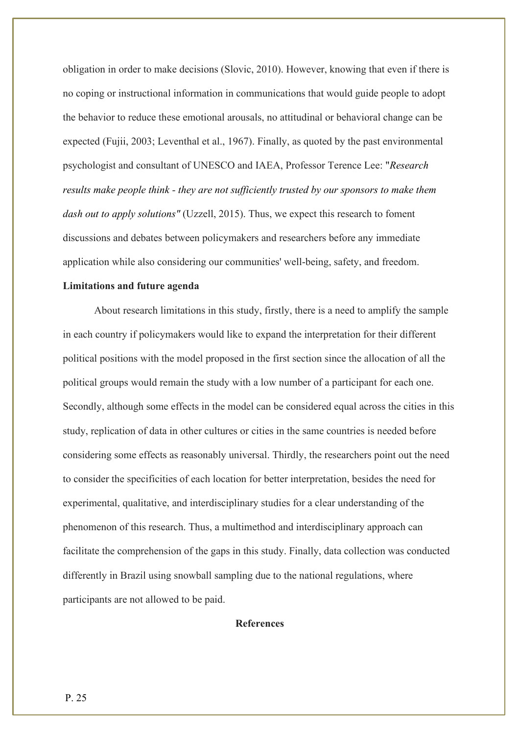obligation in order to make decisions (Slovic, 2010). However, knowing that even if there is no coping or instructional information in communications that would guide people to adopt the behavior to reduce these emotional arousals, no attitudinal or behavioral change can be expected (Fujii, 2003; Leventhal et al., 1967). Finally, as quoted by the past environmental psychologist and consultant of UNESCO and IAEA, Professor Terence Lee: "*Research results make people think - they are not sufficiently trusted by our sponsors to make them dash out to apply solutions"* (Uzzell, 2015). Thus, we expect this research to foment discussions and debates between policymakers and researchers before any immediate application while also considering our communities' well-being, safety, and freedom.

**Limitations and future agenda**

About research limitations in this study, firstly, there is a need to amplify the sample in each country if policymakers would like to expand the interpretation for their different political positions with the model proposed in the first section since the allocation of all the political groups would remain the study with a low number of a participant for each one. Secondly, although some effects in the model can be considered equal across the cities in this study, replication of data in other cultures or cities in the same countries is needed before considering some effects as reasonably universal. Thirdly, the researchers point out the need to consider the specificities of each location for better interpretation, besides the need for experimental, qualitative, and interdisciplinary studies for a clear understanding of the phenomenon of this research. Thus, a multimethod and interdisciplinary approach can facilitate the comprehension of the gaps in this study. Finally, data collection was conducted differently in Brazil using snowball sampling due to the national regulations, where participants are not allowed to be paid.

**References**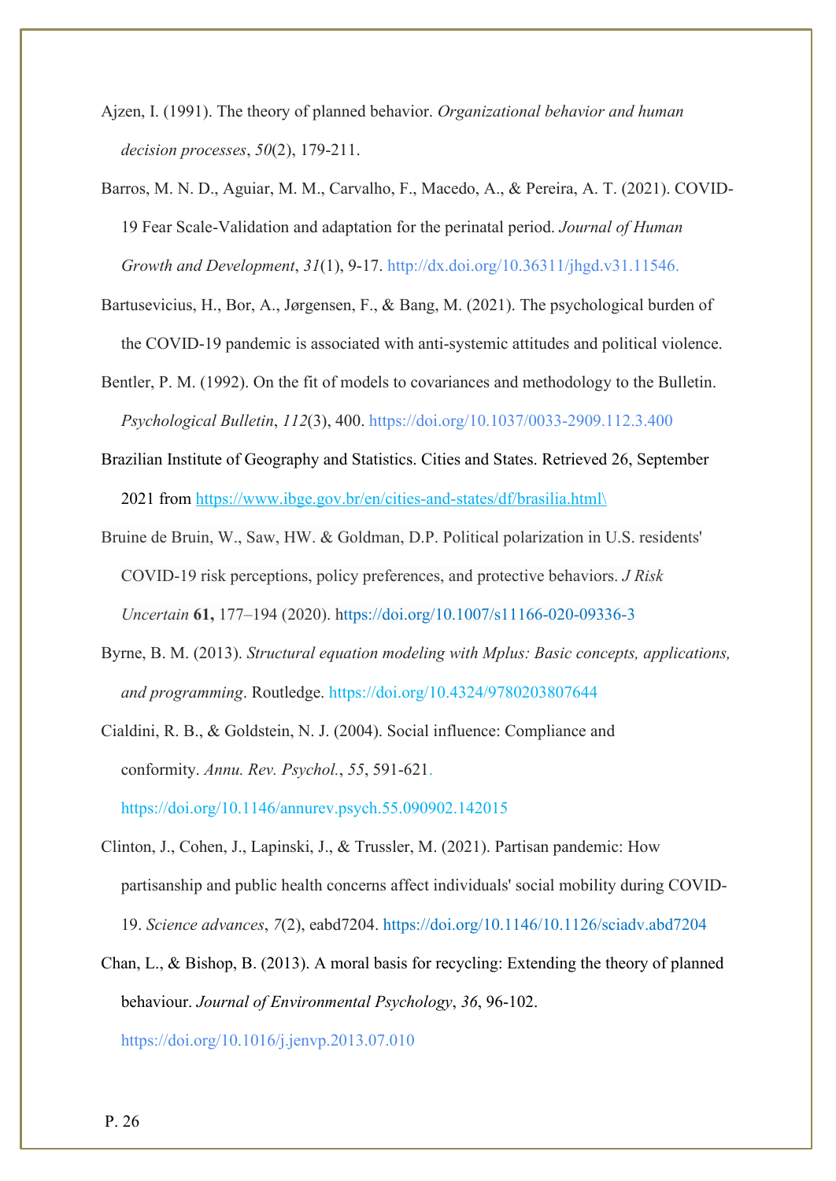Ajzen, I. (1991). The theory of planned behavior. *Organizational behavior and human decision processes*, *50*(2), 179-211.

Barros, M. N. D., Aguiar, M. M., Carvalho, F., Macedo, A., & Pereira, A. T. (2021). COVID-19 Fear Scale-Validation and adaptation for the perinatal period. *Journal of Human Growth and Development*, *31*(1), 9-17. http://dx.doi.org/10.36311/jhgd.v31.11546.

Bartusevicius, H., Bor, A., Jørgensen, F., & Bang, M. (2021). The psychological burden of the COVID-19 pandemic is associated with anti-systemic attitudes and political violence.

Bentler, P. M. (1992). On the fit of models to covariances and methodology to the Bulletin. *Psychological Bulletin*, *112*(3), 400. https://doi.org/10.1037/0033-2909.112.3.400

Brazilian Institute of Geography and Statistics. Cities and States. Retrieved 26, September 2021 from https://www.ibge.gov.br/en/cities-and-states/df/brasilia.html\

Bruine de Bruin, W., Saw, HW. & Goldman, D.P. Political polarization in U.S. residents' COVID-19 risk perceptions, policy preferences, and protective behaviors. *J Risk Uncertain* **61,** 177–194 (2020). https://doi.org/10.1007/s11166-020-09336-3

Byrne, B. M. (2013). *Structural equation modeling with Mplus: Basic concepts, applications, and programming*. Routledge. https://doi.org/10.4324/9780203807644

Cialdini, R. B., & Goldstein, N. J. (2004). Social influence: Compliance and conformity. *Annu. Rev. Psychol.*, *55*, 591-621. https://doi.org/10.1146/annurev.psych.55.090902.142015

Clinton, J., Cohen, J., Lapinski, J., & Trussler, M. (2021). Partisan pandemic: How partisanship and public health concerns affect individuals' social mobility during COVID-19. *Science advances*, *7*(2), eabd7204. https://doi.org/10.1146/10.1126/sciadv.abd7204

Chan, L., & Bishop, B. (2013). A moral basis for recycling: Extending the theory of planned behaviour. *Journal of Environmental Psychology*, *36*, 96-102. https://doi.org/10.1016/j.jenvp.2013.07.010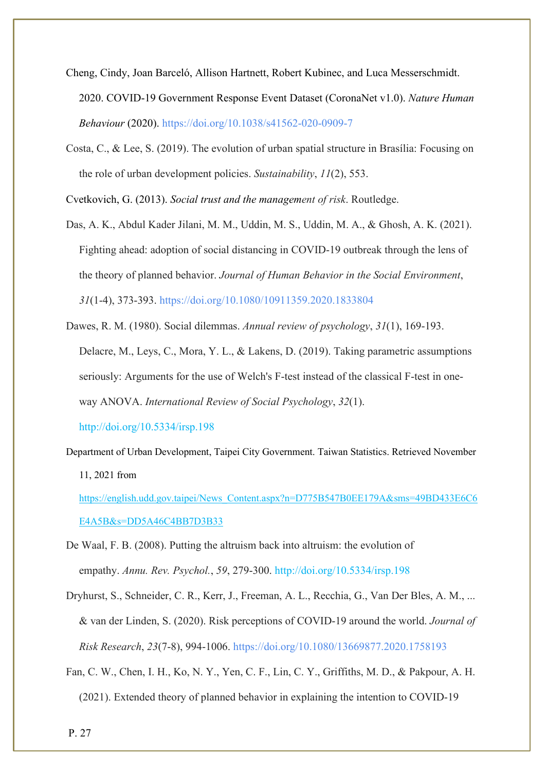Cheng, Cindy, Joan Barceló, Allison Hartnett, Robert Kubinec, and Luca Messerschmidt. 2020. COVID-19 Government Response Event Dataset (CoronaNet v1.0). *Nature Human Behaviour* (2020). https://doi.org/10.1038/s41562-020-0909-7

Costa, C., & Lee, S. (2019). The evolution of urban spatial structure in Brasília: Focusing on the role of urban development policies. *Sustainability*, *11*(2), 553.

Cvetkovich, G. (2013). *Social trust and the management of risk*. Routledge.

Das, A. K., Abdul Kader Jilani, M. M., Uddin, M. S., Uddin, M. A., & Ghosh, A. K. (2021). Fighting ahead: adoption of social distancing in COVID-19 outbreak through the lens of the theory of planned behavior. *Journal of Human Behavior in the Social Environment*, *31*(1-4), 373-393. https://doi.org/10.1080/10911359.2020.1833804

Dawes, R. M. (1980). Social dilemmas. *Annual review of psychology*, *31*(1), 169-193.

Delacre, M., Leys, C., Mora, Y. L., & Lakens, D. (2019). Taking parametric assumptions seriously: Arguments for the use of Welch's F-test instead of the classical F-test in one-way ANOVA. *International Review of Social Psychology*, *32*(1). http://doi.org/10.5334/irsp.198

Department of Urban Development, Taipei City Government. Taiwan Statistics. Retrieved November 11, 2021 from https://english.udd.gov.taipei/News_Content.aspx?n=D775B547B0EE179A&sms=49BD433E6C6E4A5B&s=DD5A46C4BB7D3B33

De Waal, F. B. (2008). Putting the altruism back into altruism: the evolution of empathy. *Annu. Rev. Psychol.*, *59*, 279-300. http://doi.org/10.5334/irsp.198

Dryhurst, S., Schneider, C. R., Kerr, J., Freeman, A. L., Recchia, G., Van Der Bles, A. M., ... & van der Linden, S. (2020). Risk perceptions of COVID-19 around the world. *Journal of Risk Research*, *23*(7-8), 994-1006. https://doi.org/10.1080/13669877.2020.1758193

Fan, C. W., Chen, I. H., Ko, N. Y., Yen, C. F., Lin, C. Y., Griffiths, M. D., & Pakpour, A. H. (2021). Extended theory of planned behavior in explaining the intention to COVID-19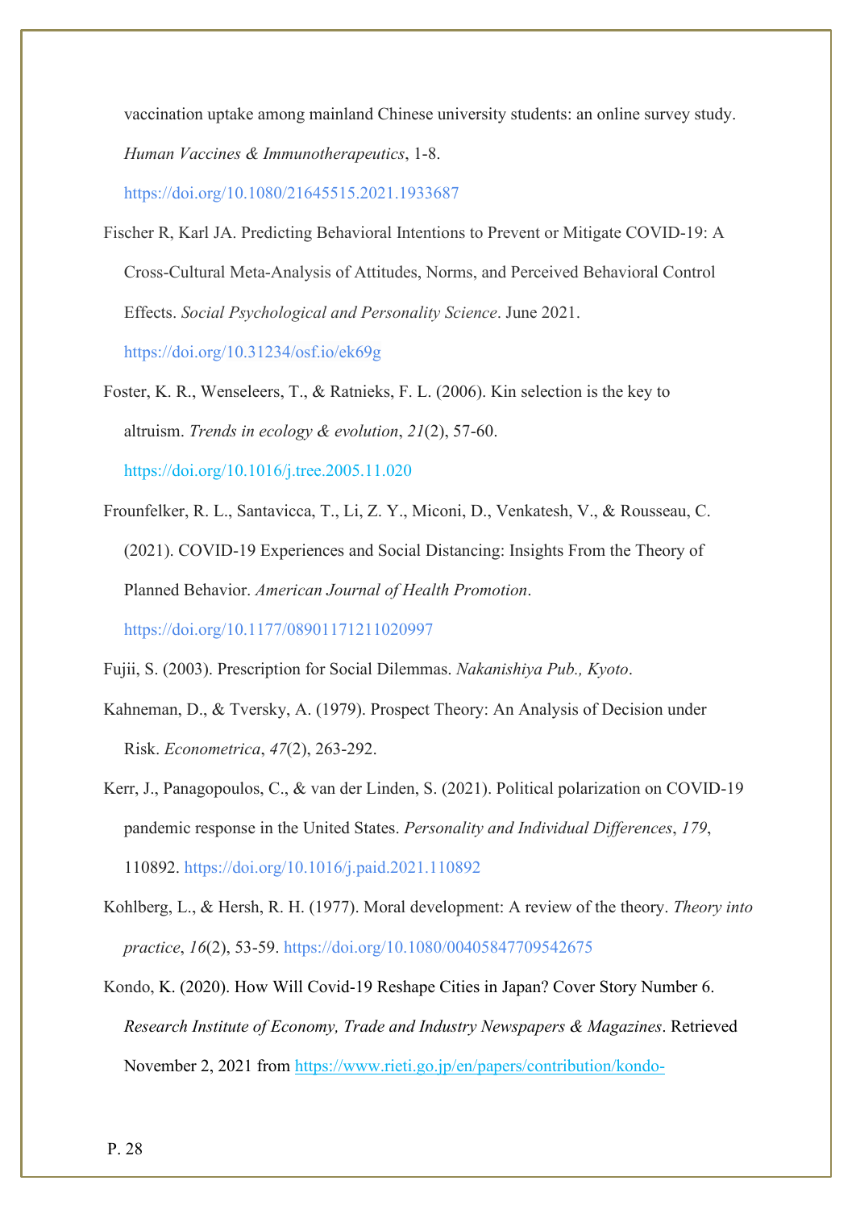vaccination uptake among mainland Chinese university students: an online survey study. *Human Vaccines & Immunotherapeutics*, 1-8. https://doi.org/10.1080/21645515.2021.1933687

Fischer R, Karl JA. Predicting Behavioral Intentions to Prevent or Mitigate COVID-19: A Cross-Cultural Meta-Analysis of Attitudes, Norms, and Perceived Behavioral Control Effects. *Social Psychological and Personality Science*. June 2021. https://doi.org/10.31234/osf.io/ek69g

Foster, K. R., Wenseleers, T., & Ratnieks, F. L. (2006). Kin selection is the key to altruism. *Trends in ecology & evolution*, *21*(2), 57-60. https://doi.org/10.1016/j.tree.2005.11.020

Frounfelker, R. L., Santavicca, T., Li, Z. Y., Miconi, D., Venkatesh, V., & Rousseau, C. (2021). COVID-19 Experiences and Social Distancing: Insights From the Theory of Planned Behavior. *American Journal of Health Promotion*. https://doi.org/10.1177/08901171211020997

Fujii, S. (2003). Prescription for Social Dilemmas. *Nakanishiya Pub., Kyoto*.

Kahneman, D., & Tversky, A. (1979). Prospect Theory: An Analysis of Decision under Risk. *Econometrica*, *47*(2), 263-292.

Kerr, J., Panagopoulos, C., & van der Linden, S. (2021). Political polarization on COVID-19 pandemic response in the United States. *Personality and Individual Differences*, *179*, 110892. https://doi.org/10.1016/j.paid.2021.110892

Kohlberg, L., & Hersh, R. H. (1977). Moral development: A review of the theory. *Theory into practice*, *16*(2), 53-59. https://doi.org/10.1080/00405847709542675

Kondo, K. (2020). How Will Covid-19 Reshape Cities in Japan? Cover Story Number 6. *Research Institute of Economy, Trade and Industry Newspapers & Magazines*. Retrieved November 2, 2021 from https://www.rieti.go.jp/en/papers/contribution/kondo-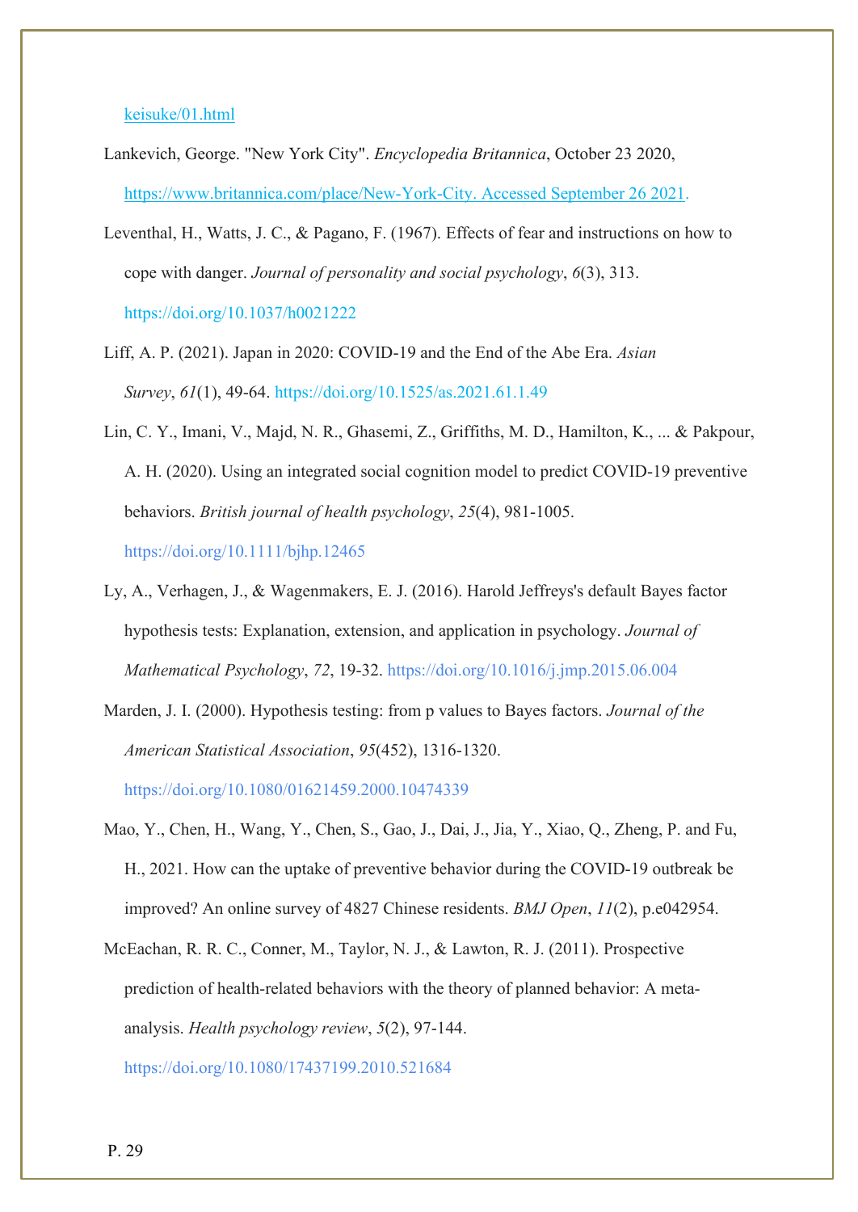keisuke/01.html

Lankevich, George. "New York City". *Encyclopedia Britannica*, October 23 2020, https://www.britannica.com/place/New-York-City. Accessed September 26 2021.

Leventhal, H., Watts, J. C., & Pagano, F. (1967). Effects of fear and instructions on how to cope with danger. *Journal of personality and social psychology*, *6*(3), 313. https://doi.org/10.1037/h0021222

Liff, A. P. (2021). Japan in 2020: COVID-19 and the End of the Abe Era. *Asian Survey*, *61*(1), 49-64. https://doi.org/10.1525/as.2021.61.1.49

Lin, C. Y., Imani, V., Majd, N. R., Ghasemi, Z., Griffiths, M. D., Hamilton, K., ... & Pakpour, A. H. (2020). Using an integrated social cognition model to predict COVID-19 preventive behaviors. *British journal of health psychology*, *25*(4), 981-1005. https://doi.org/10.1111/bjhp.12465

Ly, A., Verhagen, J., & Wagenmakers, E. J. (2016). Harold Jeffreys's default Bayes factor hypothesis tests: Explanation, extension, and application in psychology. *Journal of Mathematical Psychology*, *72*, 19-32. https://doi.org/10.1016/j.jmp.2015.06.004

Marden, J. I. (2000). Hypothesis testing: from p values to Bayes factors. *Journal of the American Statistical Association*, *95*(452), 1316-1320. https://doi.org/10.1080/01621459.2000.10474339

Mao, Y., Chen, H., Wang, Y., Chen, S., Gao, J., Dai, J., Jia, Y., Xiao, Q., Zheng, P. and Fu, H., 2021. How can the uptake of preventive behavior during the COVID-19 outbreak be improved? An online survey of 4827 Chinese residents. *BMJ Open*, *11*(2), p.e042954.

McEachan, R. R. C., Conner, M., Taylor, N. J., & Lawton, R. J. (2011). Prospective prediction of health-related behaviors with the theory of planned behavior: A meta-analysis. *Health psychology review*, *5*(2), 97-144. https://doi.org/10.1080/17437199.2010.521684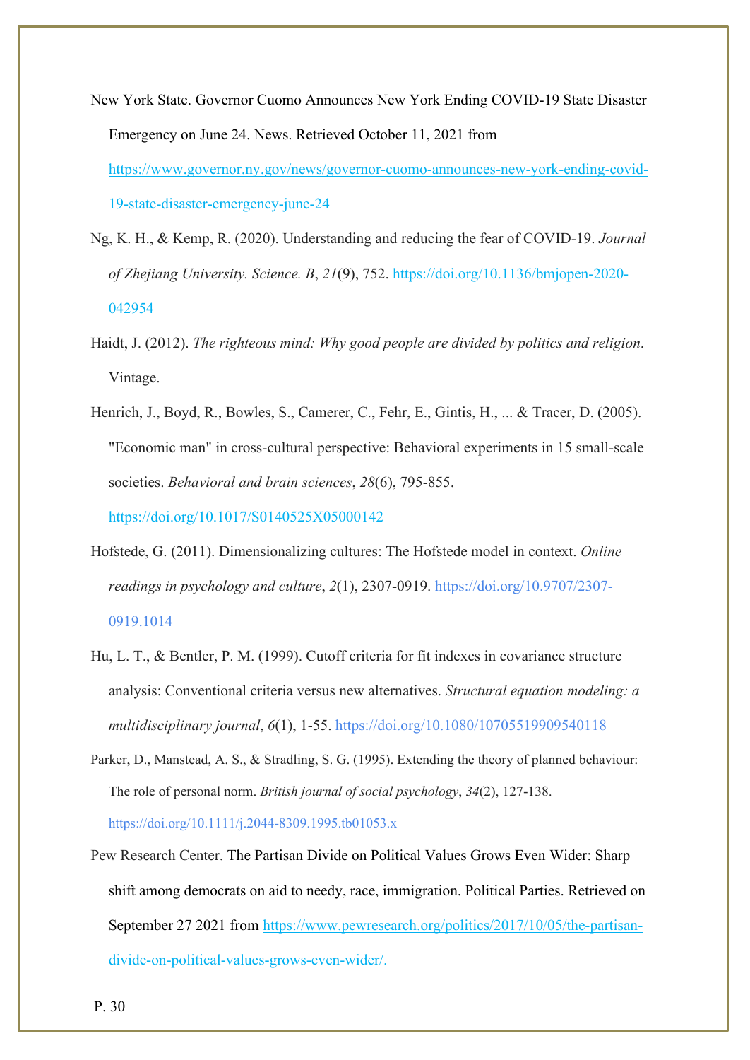New York State. Governor Cuomo Announces New York Ending COVID-19 State Disaster Emergency on June 24. News. Retrieved October 11, 2021 from https://www.governor.ny.gov/news/governor-cuomo-announces-new-york-ending-covid-19-state-disaster-emergency-june-24

Ng, K. H., & Kemp, R. (2020). Understanding and reducing the fear of COVID-19. *Journal of Zhejiang University. Science. B*, *21*(9), 752. https://doi.org/10.1136/bmjopen-2020-042954

Haidt, J. (2012). *The righteous mind: Why good people are divided by politics and religion*. Vintage.

Henrich, J., Boyd, R., Bowles, S., Camerer, C., Fehr, E., Gintis, H., ... & Tracer, D. (2005). "Economic man" in cross-cultural perspective: Behavioral experiments in 15 small-scale societies. *Behavioral and brain sciences*, *28*(6), 795-855. https://doi.org/10.1017/S0140525X05000142

Hofstede, G. (2011). Dimensionalizing cultures: The Hofstede model in context. *Online readings in psychology and culture*, *2*(1), 2307-0919. https://doi.org/10.9707/2307-0919.1014

Hu, L. T., & Bentler, P. M. (1999). Cutoff criteria for fit indexes in covariance structure analysis: Conventional criteria versus new alternatives. *Structural equation modeling: a multidisciplinary journal*, *6*(1), 1-55. https://doi.org/10.1080/10705519909540118

Parker, D., Manstead, A. S., & Stradling, S. G. (1995). Extending the theory of planned behaviour: The role of personal norm. *British journal of social psychology*, *34*(2), 127-138. https://doi.org/10.1111/j.2044-8309.1995.tb01053.x

Pew Research Center. The Partisan Divide on Political Values Grows Even Wider: Sharp shift among democrats on aid to needy, race, immigration. Political Parties. Retrieved on September 27 2021 from https://www.pewresearch.org/politics/2017/10/05/the-partisan-divide-on-political-values-grows-even-wider/.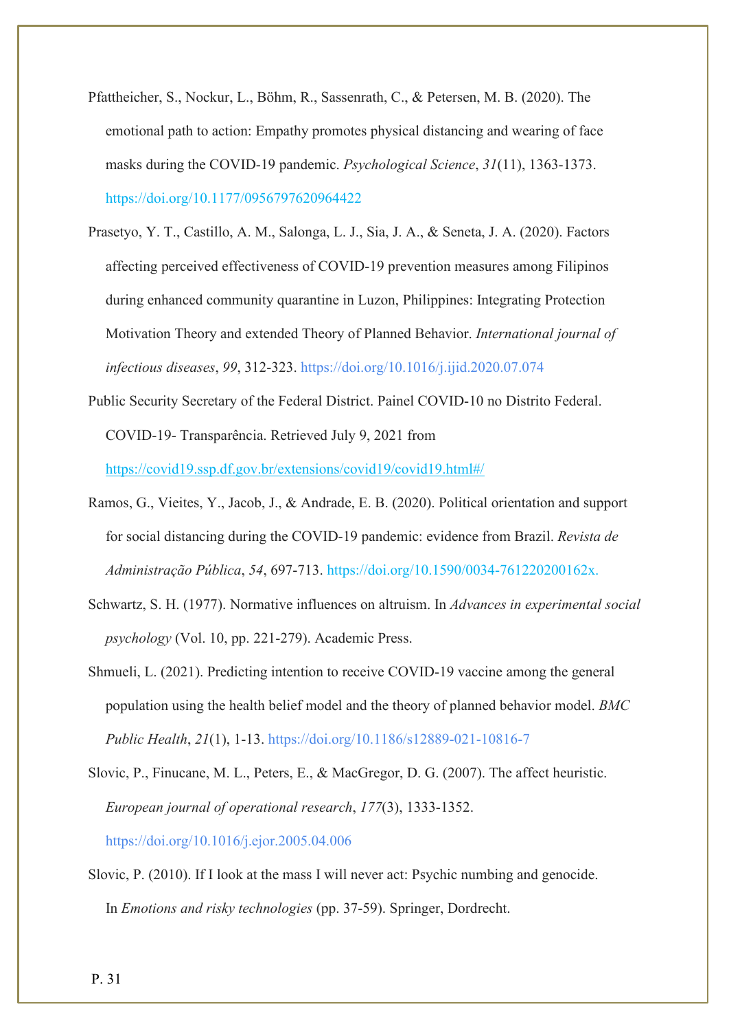Pfattheicher, S., Nockur, L., Böhm, R., Sassenrath, C., & Petersen, M. B. (2020). The emotional path to action: Empathy promotes physical distancing and wearing of face masks during the COVID-19 pandemic. *Psychological Science*, *31*(11), 1363-1373. https://doi.org/10.1177/0956797620964422

Prasetyo, Y. T., Castillo, A. M., Salonga, L. J., Sia, J. A., & Seneta, J. A. (2020). Factors affecting perceived effectiveness of COVID-19 prevention measures among Filipinos during enhanced community quarantine in Luzon, Philippines: Integrating Protection Motivation Theory and extended Theory of Planned Behavior. *International journal of infectious diseases*, *99*, 312-323. https://doi.org/10.1016/j.ijid.2020.07.074

Public Security Secretary of the Federal District. Painel COVID-10 no Distrito Federal. COVID-19- Transparência. Retrieved July 9, 2021 from https://covid19.ssp.df.gov.br/extensions/covid19/covid19.html#/

Ramos, G., Vieites, Y., Jacob, J., & Andrade, E. B. (2020). Political orientation and support for social distancing during the COVID-19 pandemic: evidence from Brazil. *Revista de Administração Pública*, *54*, 697-713. https://doi.org/10.1590/0034-761220200162x.

Schwartz, S. H. (1977). Normative influences on altruism. In *Advances in experimental social psychology* (Vol. 10, pp. 221-279). Academic Press.

Shmueli, L. (2021). Predicting intention to receive COVID-19 vaccine among the general population using the health belief model and the theory of planned behavior model. *BMC Public Health*, *21*(1), 1-13. https://doi.org/10.1186/s12889-021-10816-7

Slovic, P., Finucane, M. L., Peters, E., & MacGregor, D. G. (2007). The affect heuristic. *European journal of operational research*, *177*(3), 1333-1352. https://doi.org/10.1016/j.ejor.2005.04.006

Slovic, P. (2010). If I look at the mass I will never act: Psychic numbing and genocide. In *Emotions and risky technologies* (pp. 37-59). Springer, Dordrecht.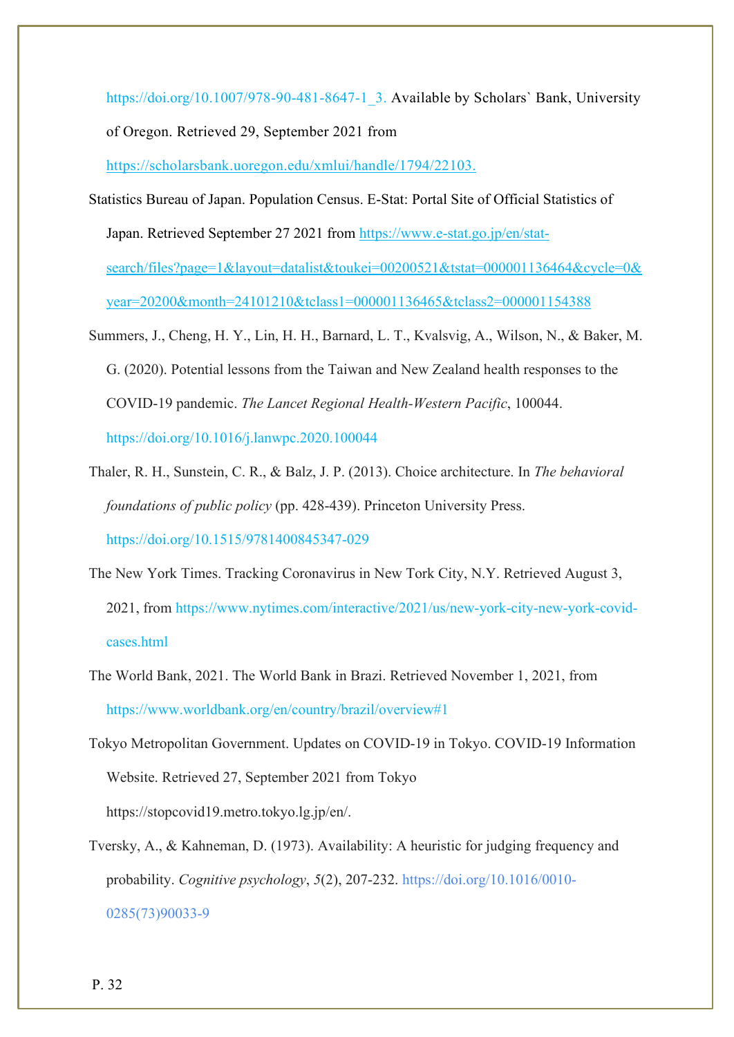https://doi.org/10.1007/978-90-481-8647-1_3. Available by Scholars` Bank, University of Oregon. Retrieved 29, September 2021 from https://scholarsbank.uoregon.edu/xmlui/handle/1794/22103.

Statistics Bureau of Japan. Population Census. E-Stat: Portal Site of Official Statistics of Japan. Retrieved September 27 2021 from https://www.e-stat.go.jp/en/stat-search/files?page=1&layout=datalist&toukei=00200521&tstat=000001136464&cycle=0&year=20200&month=24101210&tclass1=000001136465&tclass2=000001154388

Summers, J., Cheng, H. Y., Lin, H. H., Barnard, L. T., Kvalsvig, A., Wilson, N., & Baker, M. G. (2020). Potential lessons from the Taiwan and New Zealand health responses to the COVID-19 pandemic. *The Lancet Regional Health-Western Pacific*, 100044. https://doi.org/10.1016/j.lanwpc.2020.100044

Thaler, R. H., Sunstein, C. R., & Balz, J. P. (2013). Choice architecture. In *The behavioral foundations of public policy* (pp. 428-439). Princeton University Press. https://doi.org/10.1515/9781400845347-029

The New York Times. Tracking Coronavirus in New Tork City, N.Y. Retrieved August 3, 2021, from https://www.nytimes.com/interactive/2021/us/new-york-city-new-york-covid-cases.html

The World Bank, 2021. The World Bank in Brazi. Retrieved November 1, 2021, from https://www.worldbank.org/en/country/brazil/overview#1

Tokyo Metropolitan Government. Updates on COVID-19 in Tokyo. COVID-19 Information Website. Retrieved 27, September 2021 from Tokyo https://stopcovid19.metro.tokyo.lg.jp/en/.

Tversky, A., & Kahneman, D. (1973). Availability: A heuristic for judging frequency and probability. *Cognitive psychology*, *5*(2), 207-232. https://doi.org/10.1016/0010-0285(73)90033-9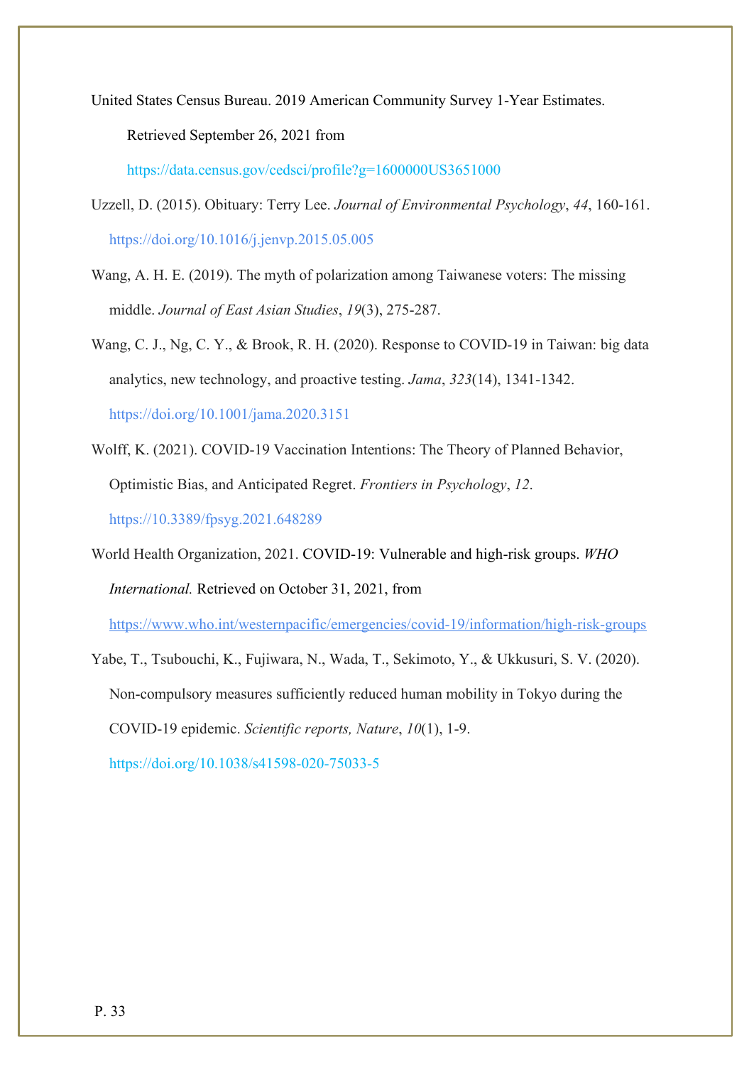United States Census Bureau. 2019 American Community Survey 1-Year Estimates. Retrieved September 26, 2021 from https://data.census.gov/cedsci/profile?g=1600000US3651000

Uzzell, D. (2015). Obituary: Terry Lee. *Journal of Environmental Psychology*, *44*, 160-161. https://doi.org/10.1016/j.jenvp.2015.05.005

Wang, A. H. E. (2019). The myth of polarization among Taiwanese voters: The missing middle. *Journal of East Asian Studies*, *19*(3), 275-287.

Wang, C. J., Ng, C. Y., & Brook, R. H. (2020). Response to COVID-19 in Taiwan: big data analytics, new technology, and proactive testing. *Jama*, *323*(14), 1341-1342. https://doi.org/10.1001/jama.2020.3151

Wolff, K. (2021). COVID-19 Vaccination Intentions: The Theory of Planned Behavior, Optimistic Bias, and Anticipated Regret. *Frontiers in Psychology*, *12*. https://10.3389/fpsyg.2021.648289

World Health Organization, 2021. COVID-19: Vulnerable and high-risk groups. *WHO International.* Retrieved on October 31, 2021, from https://www.who.int/westernpacific/emergencies/covid-19/information/high-risk-groups

Yabe, T., Tsubouchi, K., Fujiwara, N., Wada, T., Sekimoto, Y., & Ukkusuri, S. V. (2020). Non-compulsory measures sufficiently reduced human mobility in Tokyo during the COVID-19 epidemic. *Scientific reports, Nature*, *10*(1), 1-9. https://doi.org/10.1038/s41598-020-75033-5